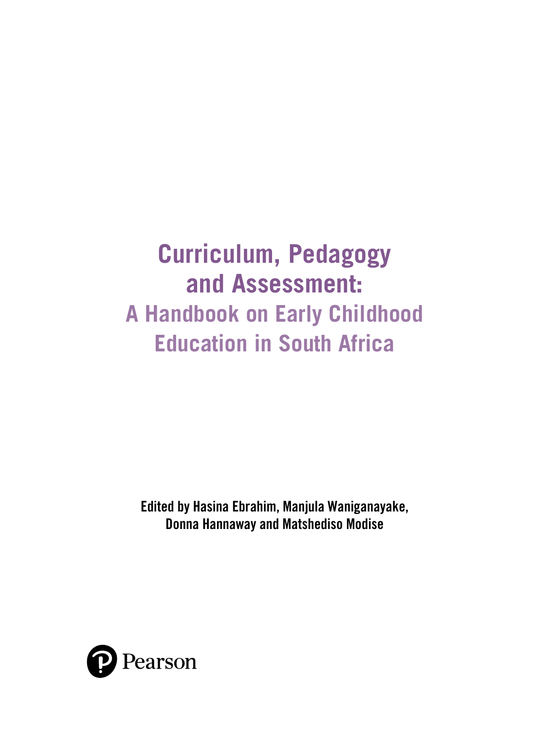# Curriculum, Pedagogy and Assessment:

## A Handbook on Early Childhood Education in South Africa

**Edited by Hasina Ebrahim, Manjula Waniganayake, Donna Hannaway and Matshediso Modise**

Pearson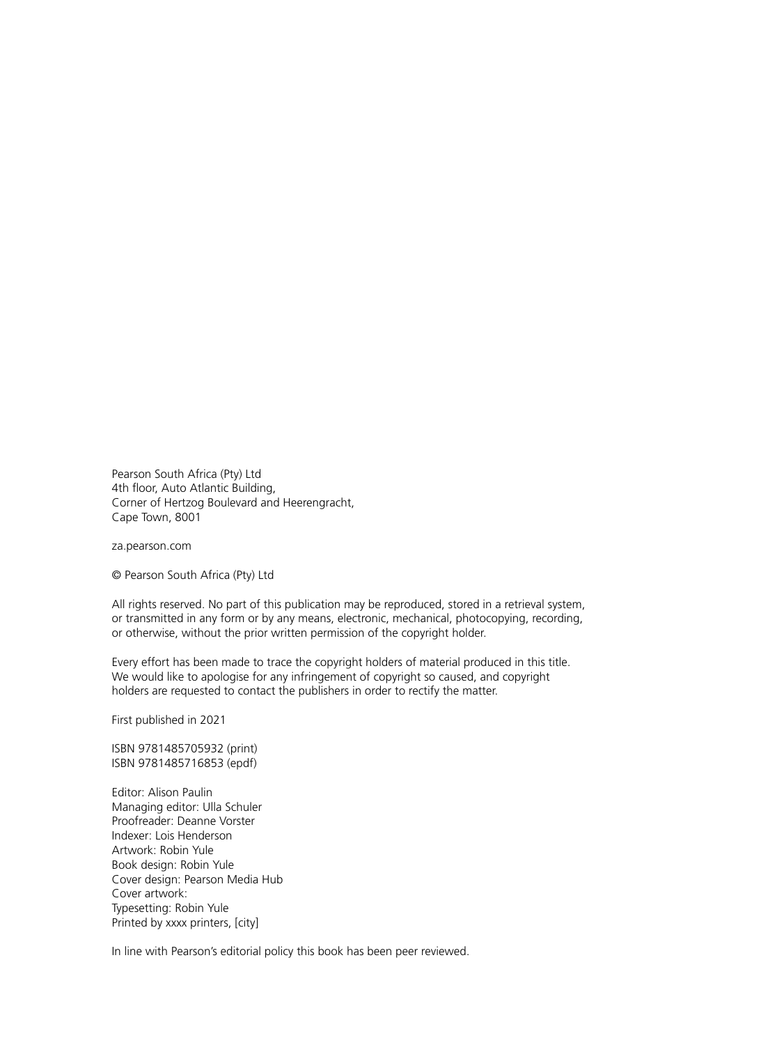Pearson South Africa (Pty) Ltd
4th floor, Auto Atlantic Building,
Corner of Hertzog Boulevard and Heerengracht,
Cape Town, 8001

za.pearson.com

© Pearson South Africa (Pty) Ltd

All rights reserved. No part of this publication may be reproduced, stored in a retrieval system, or transmitted in any form or by any means, electronic, mechanical, photocopying, recording, or otherwise, without the prior written permission of the copyright holder.

Every effort has been made to trace the copyright holders of material produced in this title. We would like to apologise for any infringement of copyright so caused, and copyright holders are requested to contact the publishers in order to rectify the matter.

First published in 2021

ISBN 9781485705932 (print)
ISBN 9781485716853 (epdf)

Editor: Alison Paulin
Managing editor: Ulla Schuler
Proofreader: Deanne Vorster
Indexer: Lois Henderson
Artwork: Robin Yule
Book design: Robin Yule
Cover design: Pearson Media Hub
Cover artwork:
Typesetting: Robin Yule
Printed by xxxx printers, [city]

In line with Pearson's editorial policy this book has been peer reviewed.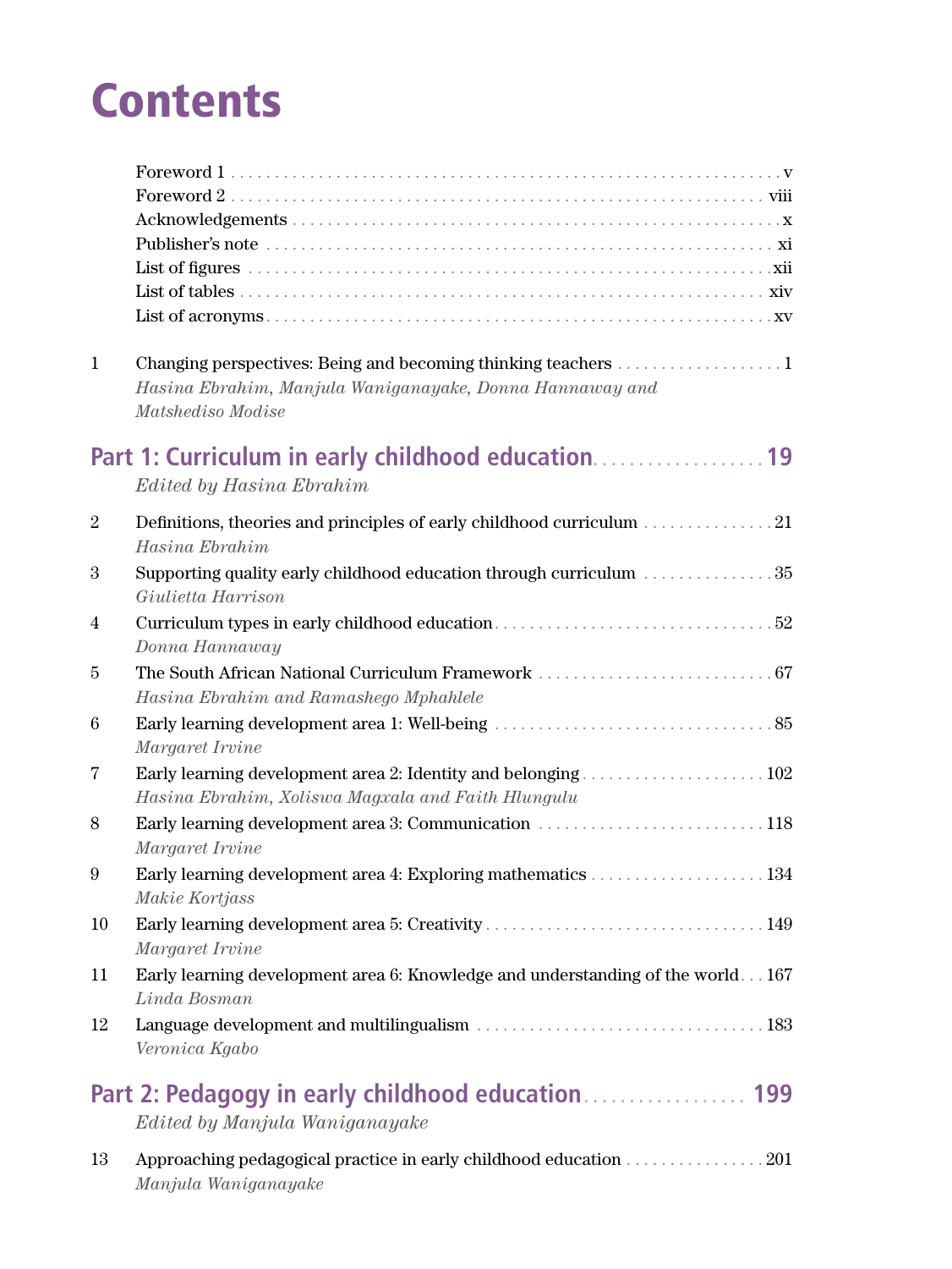# Contents

Foreword 1 . . . . . . . . . . v
Foreword 2 . . . . . . . . . . viii
Acknowledgements . . . . . . . . . . x
Publisher's note . . . . . . . . . . xi
List of figures . . . . . . . . . . xii
List of tables . . . . . . . . . . xiv
List of acronyms . . . . . . . . . . xv

1 Changing perspectives: Being and becoming thinking teachers . . . . . . . . . . 1
*Hasina Ebrahim, Manjula Waniganayake, Donna Hannaway and Matshediso Modise*

## Part 1: Curriculum in early childhood education . . . . . . . . . . 19

*Edited by Hasina Ebrahim*

2 Definitions, theories and principles of early childhood curriculum . . . . . . . . . . 21
*Hasina Ebrahim*

3 Supporting quality early childhood education through curriculum . . . . . . . . . . 35
*Giulietta Harrison*

4 Curriculum types in early childhood education . . . . . . . . . . 52
*Donna Hannaway*

5 The South African National Curriculum Framework . . . . . . . . . . 67
*Hasina Ebrahim and Ramashego Mphahlele*

6 Early learning development area 1: Well-being . . . . . . . . . . 85
*Margaret Irvine*

7 Early learning development area 2: Identity and belonging . . . . . . . . . . 102
*Hasina Ebrahim, Xoliswa Magxala and Faith Hlungulu*

8 Early learning development area 3: Communication . . . . . . . . . . 118
*Margaret Irvine*

9 Early learning development area 4: Exploring mathematics . . . . . . . . . . 134
*Makie Kortjass*

10 Early learning development area 5: Creativity . . . . . . . . . . 149
*Margaret Irvine*

11 Early learning development area 6: Knowledge and understanding of the world . . . 167
*Linda Bosman*

12 Language development and multilingualism . . . . . . . . . . 183
*Veronica Kgabo*

## Part 2: Pedagogy in early childhood education . . . . . . . . . . 199

*Edited by Manjula Waniganayake*

13 Approaching pedagogical practice in early childhood education . . . . . . . . . . 201
*Manjula Waniganayake*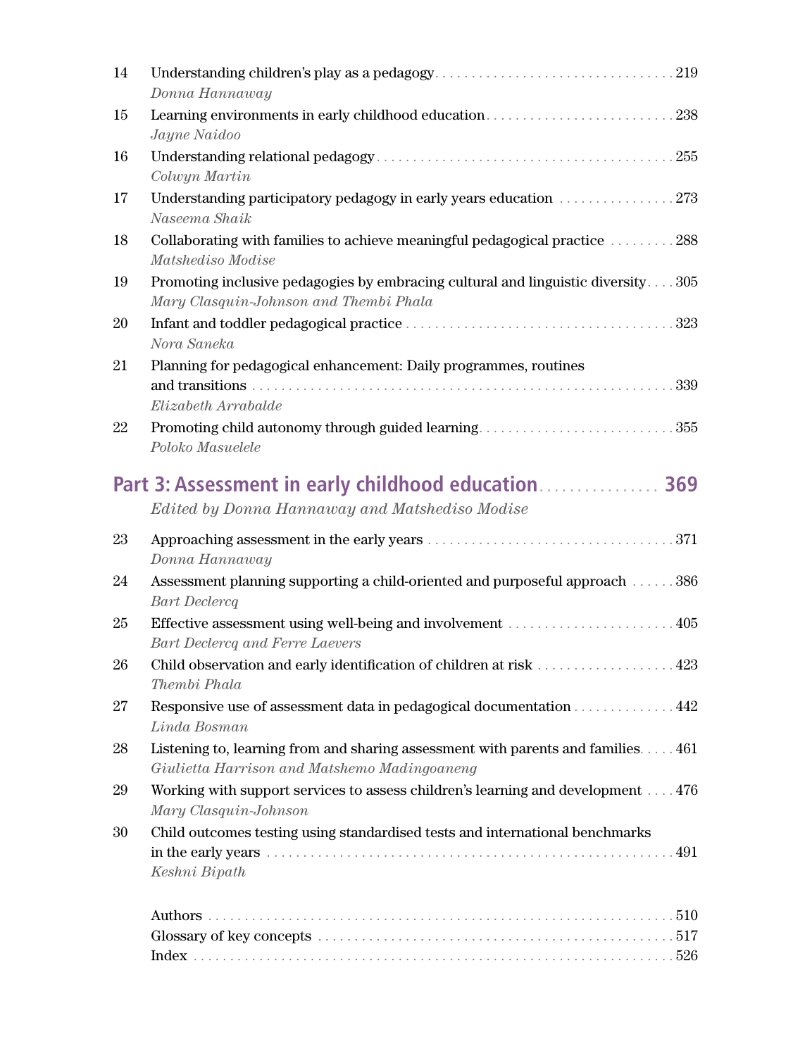14 Understanding children's play as a pedagogy . . . . . 219
*Donna Hannaway*

15 Learning environments in early childhood education . . . . . 238
*Jayne Naidoo*

16 Understanding relational pedagogy . . . . . 255
*Colwyn Martin*

17 Understanding participatory pedagogy in early years education . . . . . 273
*Naseema Shaik*

18 Collaborating with families to achieve meaningful pedagogical practice . . . . . 288
*Matshediso Modise*

19 Promoting inclusive pedagogies by embracing cultural and linguistic diversity . . . . . 305
*Mary Clasquin-Johnson and Thembi Phala*

20 Infant and toddler pedagogical practice . . . . . 323
*Nora Saneka*

21 Planning for pedagogical enhancement: Daily programmes, routines and transitions . . . . . 339
*Elizabeth Arrabalde*

22 Promoting child autonomy through guided learning . . . . . 355
*Poloko Masuelele*

## Part 3: Assessment in early childhood education . . . . . 369

*Edited by Donna Hannaway and Matshediso Modise*

23 Approaching assessment in the early years . . . . . 371
*Donna Hannaway*

24 Assessment planning supporting a child-oriented and purposeful approach . . . . . 386
*Bart Declercq*

25 Effective assessment using well-being and involvement . . . . . 405
*Bart Declercq and Ferre Laevers*

26 Child observation and early identification of children at risk . . . . . 423
*Thembi Phala*

27 Responsive use of assessment data in pedagogical documentation . . . . . 442
*Linda Bosman*

28 Listening to, learning from and sharing assessment with parents and families . . . . . 461
*Giulietta Harrison and Matshemo Madingoaneng*

29 Working with support services to assess children's learning and development . . . . . 476
*Mary Clasquin-Johnson*

30 Child outcomes testing using standardised tests and international benchmarks in the early years . . . . . 491
*Keshni Bipath*

Authors . . . . . 510
Glossary of key concepts . . . . . 517
Index . . . . . 526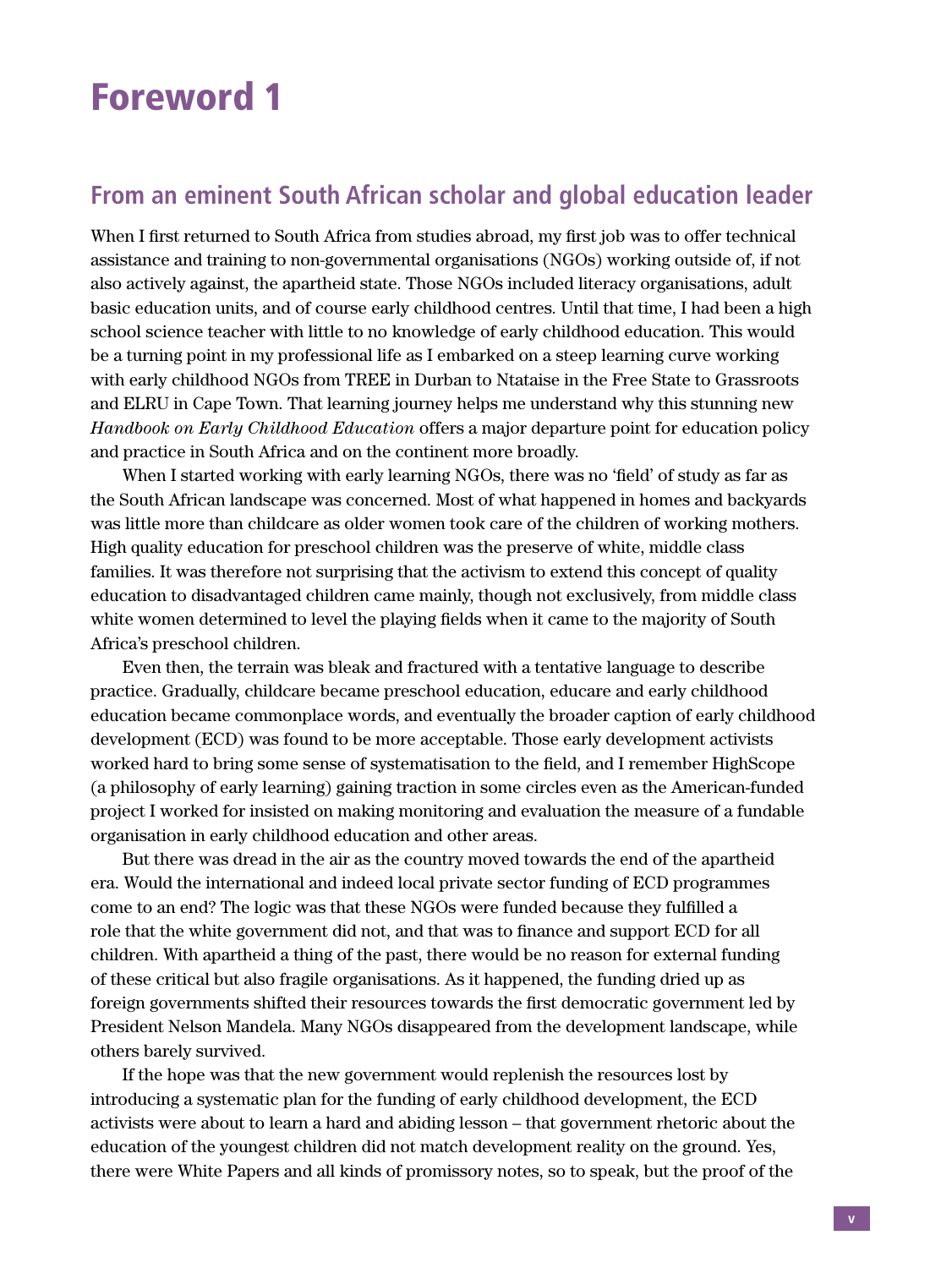# Foreword 1

## From an eminent South African scholar and global education leader

When I first returned to South Africa from studies abroad, my first job was to offer technical assistance and training to non-governmental organisations (NGOs) working outside of, if not also actively against, the apartheid state. Those NGOs included literacy organisations, adult basic education units, and of course early childhood centres. Until that time, I had been a high school science teacher with little to no knowledge of early childhood education. This would be a turning point in my professional life as I embarked on a steep learning curve working with early childhood NGOs from TREE in Durban to Ntataise in the Free State to Grassroots and ELRU in Cape Town. That learning journey helps me understand why this stunning new *Handbook on Early Childhood Education* offers a major departure point for education policy and practice in South Africa and on the continent more broadly.

When I started working with early learning NGOs, there was no 'field' of study as far as the South African landscape was concerned. Most of what happened in homes and backyards was little more than childcare as older women took care of the children of working mothers. High quality education for preschool children was the preserve of white, middle class families. It was therefore not surprising that the activism to extend this concept of quality education to disadvantaged children came mainly, though not exclusively, from middle class white women determined to level the playing fields when it came to the majority of South Africa's preschool children.

Even then, the terrain was bleak and fractured with a tentative language to describe practice. Gradually, childcare became preschool education, educare and early childhood education became commonplace words, and eventually the broader caption of early childhood development (ECD) was found to be more acceptable. Those early development activists worked hard to bring some sense of systematisation to the field, and I remember HighScope (a philosophy of early learning) gaining traction in some circles even as the American-funded project I worked for insisted on making monitoring and evaluation the measure of a fundable organisation in early childhood education and other areas.

But there was dread in the air as the country moved towards the end of the apartheid era. Would the international and indeed local private sector funding of ECD programmes come to an end? The logic was that these NGOs were funded because they fulfilled a role that the white government did not, and that was to finance and support ECD for all children. With apartheid a thing of the past, there would be no reason for external funding of these critical but also fragile organisations. As it happened, the funding dried up as foreign governments shifted their resources towards the first democratic government led by President Nelson Mandela. Many NGOs disappeared from the development landscape, while others barely survived.

If the hope was that the new government would replenish the resources lost by introducing a systematic plan for the funding of early childhood development, the ECD activists were about to learn a hard and abiding lesson – that government rhetoric about the education of the youngest children did not match development reality on the ground. Yes, there were White Papers and all kinds of promissory notes, so to speak, but the proof of the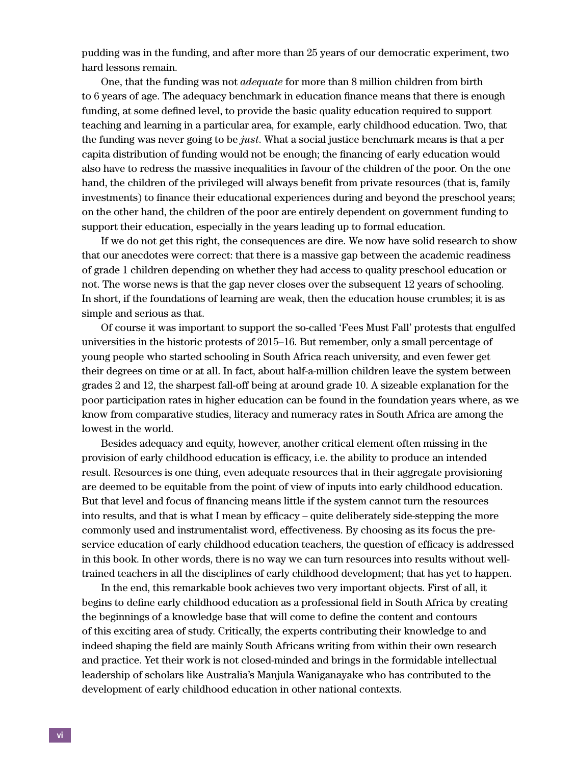pudding was in the funding, and after more than 25 years of our democratic experiment, two hard lessons remain.

One, that the funding was not *adequate* for more than 8 million children from birth to 6 years of age. The adequacy benchmark in education finance means that there is enough funding, at some defined level, to provide the basic quality education required to support teaching and learning in a particular area, for example, early childhood education. Two, that the funding was never going to be *just*. What a social justice benchmark means is that a per capita distribution of funding would not be enough; the financing of early education would also have to redress the massive inequalities in favour of the children of the poor. On the one hand, the children of the privileged will always benefit from private resources (that is, family investments) to finance their educational experiences during and beyond the preschool years; on the other hand, the children of the poor are entirely dependent on government funding to support their education, especially in the years leading up to formal education.

If we do not get this right, the consequences are dire. We now have solid research to show that our anecdotes were correct: that there is a massive gap between the academic readiness of grade 1 children depending on whether they had access to quality preschool education or not. The worse news is that the gap never closes over the subsequent 12 years of schooling. In short, if the foundations of learning are weak, then the education house crumbles; it is as simple and serious as that.

Of course it was important to support the so-called 'Fees Must Fall' protests that engulfed universities in the historic protests of 2015–16. But remember, only a small percentage of young people who started schooling in South Africa reach university, and even fewer get their degrees on time or at all. In fact, about half-a-million children leave the system between grades 2 and 12, the sharpest fall-off being at around grade 10. A sizeable explanation for the poor participation rates in higher education can be found in the foundation years where, as we know from comparative studies, literacy and numeracy rates in South Africa are among the lowest in the world.

Besides adequacy and equity, however, another critical element often missing in the provision of early childhood education is efficacy, i.e. the ability to produce an intended result. Resources is one thing, even adequate resources that in their aggregate provisioning are deemed to be equitable from the point of view of inputs into early childhood education. But that level and focus of financing means little if the system cannot turn the resources into results, and that is what I mean by efficacy – quite deliberately side-stepping the more commonly used and instrumentalist word, effectiveness. By choosing as its focus the pre-service education of early childhood education teachers, the question of efficacy is addressed in this book. In other words, there is no way we can turn resources into results without well-trained teachers in all the disciplines of early childhood development; that has yet to happen.

In the end, this remarkable book achieves two very important objects. First of all, it begins to define early childhood education as a professional field in South Africa by creating the beginnings of a knowledge base that will come to define the content and contours of this exciting area of study. Critically, the experts contributing their knowledge to and indeed shaping the field are mainly South Africans writing from within their own research and practice. Yet their work is not closed-minded and brings in the formidable intellectual leadership of scholars like Australia's Manjula Waniganayake who has contributed to the development of early childhood education in other national contexts.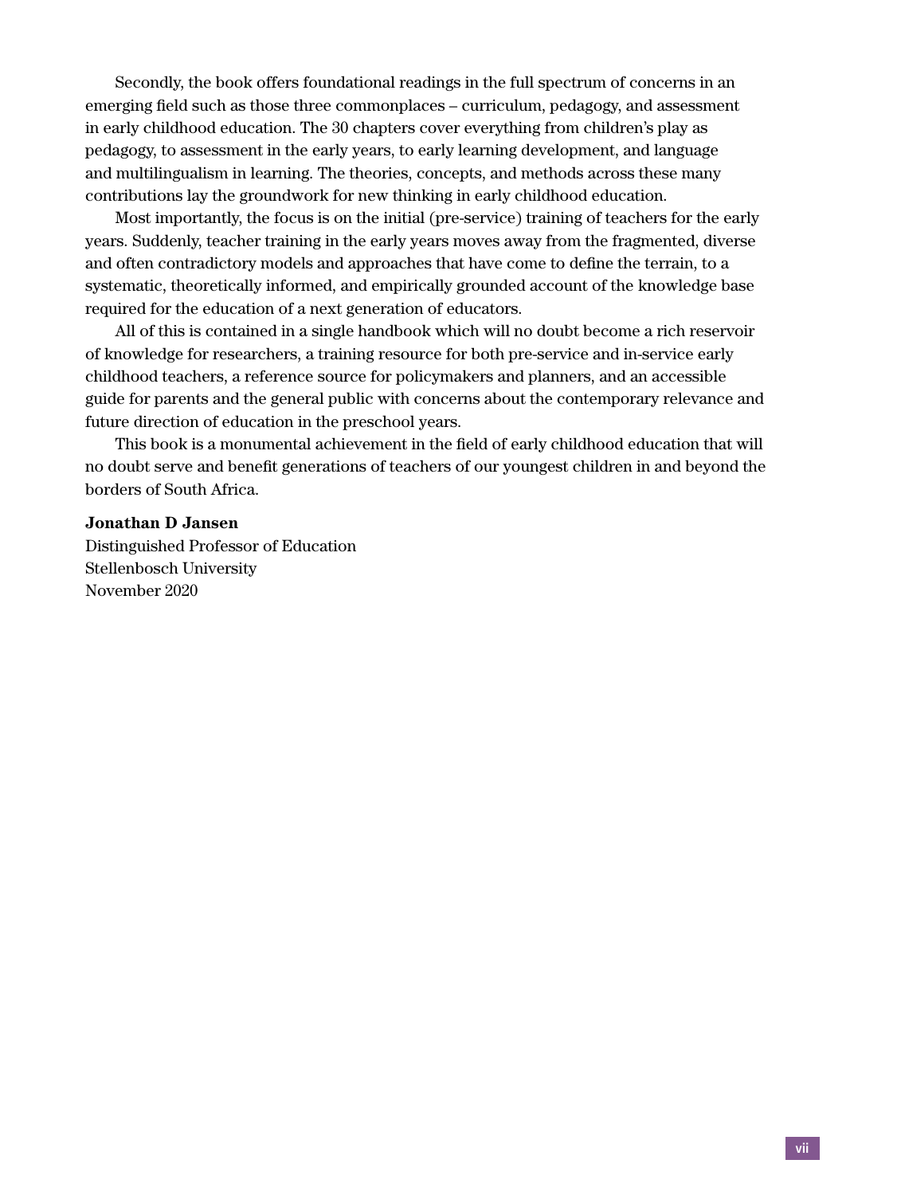Secondly, the book offers foundational readings in the full spectrum of concerns in an emerging field such as those three commonplaces – curriculum, pedagogy, and assessment in early childhood education. The 30 chapters cover everything from children's play as pedagogy, to assessment in the early years, to early learning development, and language and multilingualism in learning. The theories, concepts, and methods across these many contributions lay the groundwork for new thinking in early childhood education.

Most importantly, the focus is on the initial (pre-service) training of teachers for the early years. Suddenly, teacher training in the early years moves away from the fragmented, diverse and often contradictory models and approaches that have come to define the terrain, to a systematic, theoretically informed, and empirically grounded account of the knowledge base required for the education of a next generation of educators.

All of this is contained in a single handbook which will no doubt become a rich reservoir of knowledge for researchers, a training resource for both pre-service and in-service early childhood teachers, a reference source for policymakers and planners, and an accessible guide for parents and the general public with concerns about the contemporary relevance and future direction of education in the preschool years.

This book is a monumental achievement in the field of early childhood education that will no doubt serve and benefit generations of teachers of our youngest children in and beyond the borders of South Africa.

**Jonathan D Jansen**
Distinguished Professor of Education
Stellenbosch University
November 2020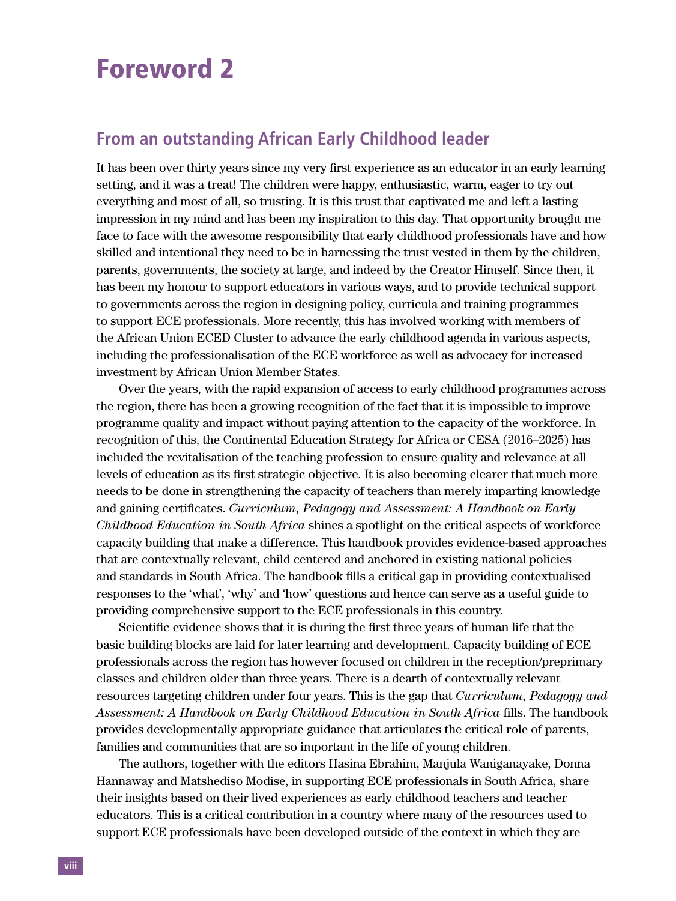# Foreword 2

## From an outstanding African Early Childhood leader

It has been over thirty years since my very first experience as an educator in an early learning setting, and it was a treat! The children were happy, enthusiastic, warm, eager to try out everything and most of all, so trusting. It is this trust that captivated me and left a lasting impression in my mind and has been my inspiration to this day. That opportunity brought me face to face with the awesome responsibility that early childhood professionals have and how skilled and intentional they need to be in harnessing the trust vested in them by the children, parents, governments, the society at large, and indeed by the Creator Himself. Since then, it has been my honour to support educators in various ways, and to provide technical support to governments across the region in designing policy, curricula and training programmes to support ECE professionals. More recently, this has involved working with members of the African Union ECED Cluster to advance the early childhood agenda in various aspects, including the professionalisation of the ECE workforce as well as advocacy for increased investment by African Union Member States.

Over the years, with the rapid expansion of access to early childhood programmes across the region, there has been a growing recognition of the fact that it is impossible to improve programme quality and impact without paying attention to the capacity of the workforce. In recognition of this, the Continental Education Strategy for Africa or CESA (2016–2025) has included the revitalisation of the teaching profession to ensure quality and relevance at all levels of education as its first strategic objective. It is also becoming clearer that much more needs to be done in strengthening the capacity of teachers than merely imparting knowledge and gaining certificates. *Curriculum, Pedagogy and Assessment: A Handbook on Early Childhood Education in South Africa* shines a spotlight on the critical aspects of workforce capacity building that make a difference. This handbook provides evidence-based approaches that are contextually relevant, child centered and anchored in existing national policies and standards in South Africa. The handbook fills a critical gap in providing contextualised responses to the 'what', 'why' and 'how' questions and hence can serve as a useful guide to providing comprehensive support to the ECE professionals in this country.

Scientific evidence shows that it is during the first three years of human life that the basic building blocks are laid for later learning and development. Capacity building of ECE professionals across the region has however focused on children in the reception/preprimary classes and children older than three years. There is a dearth of contextually relevant resources targeting children under four years. This is the gap that *Curriculum, Pedagogy and Assessment: A Handbook on Early Childhood Education in South Africa* fills. The handbook provides developmentally appropriate guidance that articulates the critical role of parents, families and communities that are so important in the life of young children.

The authors, together with the editors Hasina Ebrahim, Manjula Waniganayake, Donna Hannaway and Matshediso Modise, in supporting ECE professionals in South Africa, share their insights based on their lived experiences as early childhood teachers and teacher educators. This is a critical contribution in a country where many of the resources used to support ECE professionals have been developed outside of the context in which they are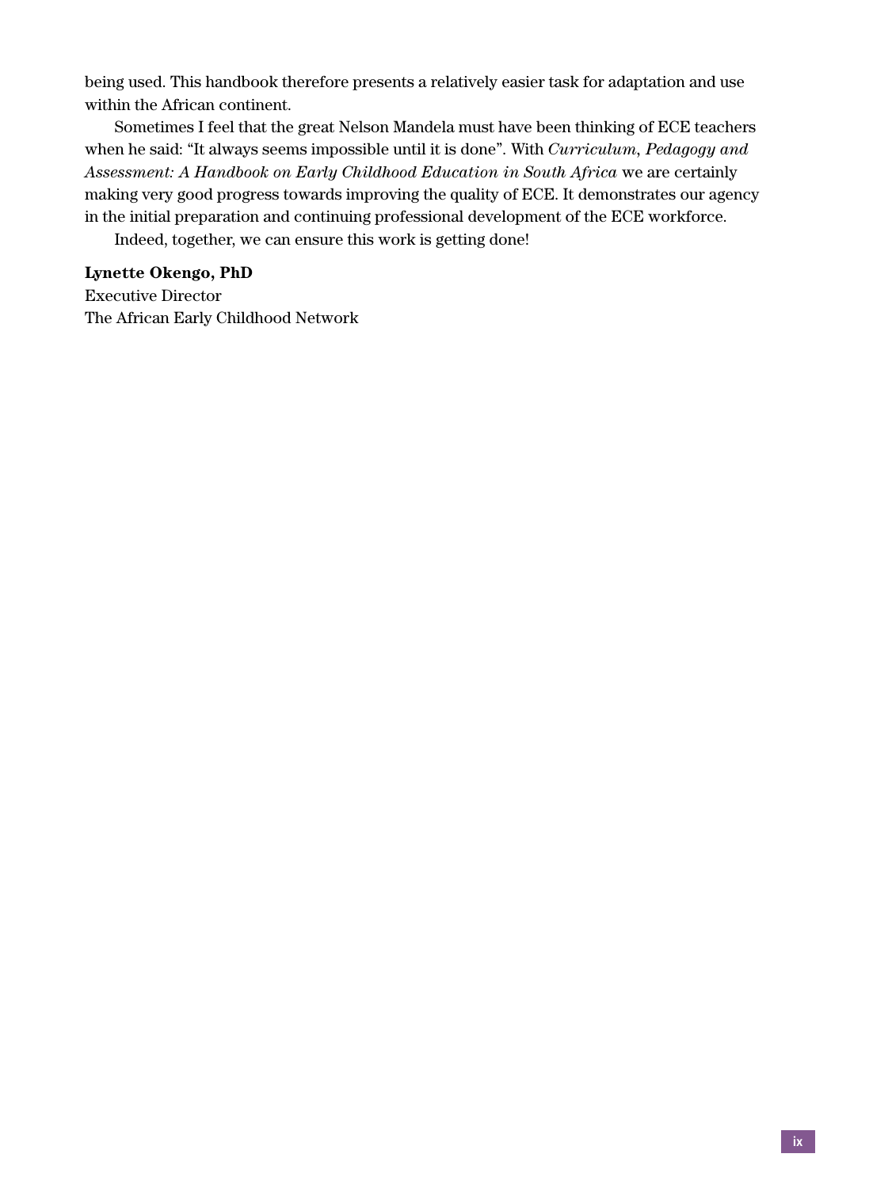being used. This handbook therefore presents a relatively easier task for adaptation and use within the African continent.

Sometimes I feel that the great Nelson Mandela must have been thinking of ECE teachers when he said: "It always seems impossible until it is done". With *Curriculum, Pedagogy and Assessment: A Handbook on Early Childhood Education in South Africa* we are certainly making very good progress towards improving the quality of ECE. It demonstrates our agency in the initial preparation and continuing professional development of the ECE workforce.

Indeed, together, we can ensure this work is getting done!

**Lynette Okengo, PhD**
Executive Director
The African Early Childhood Network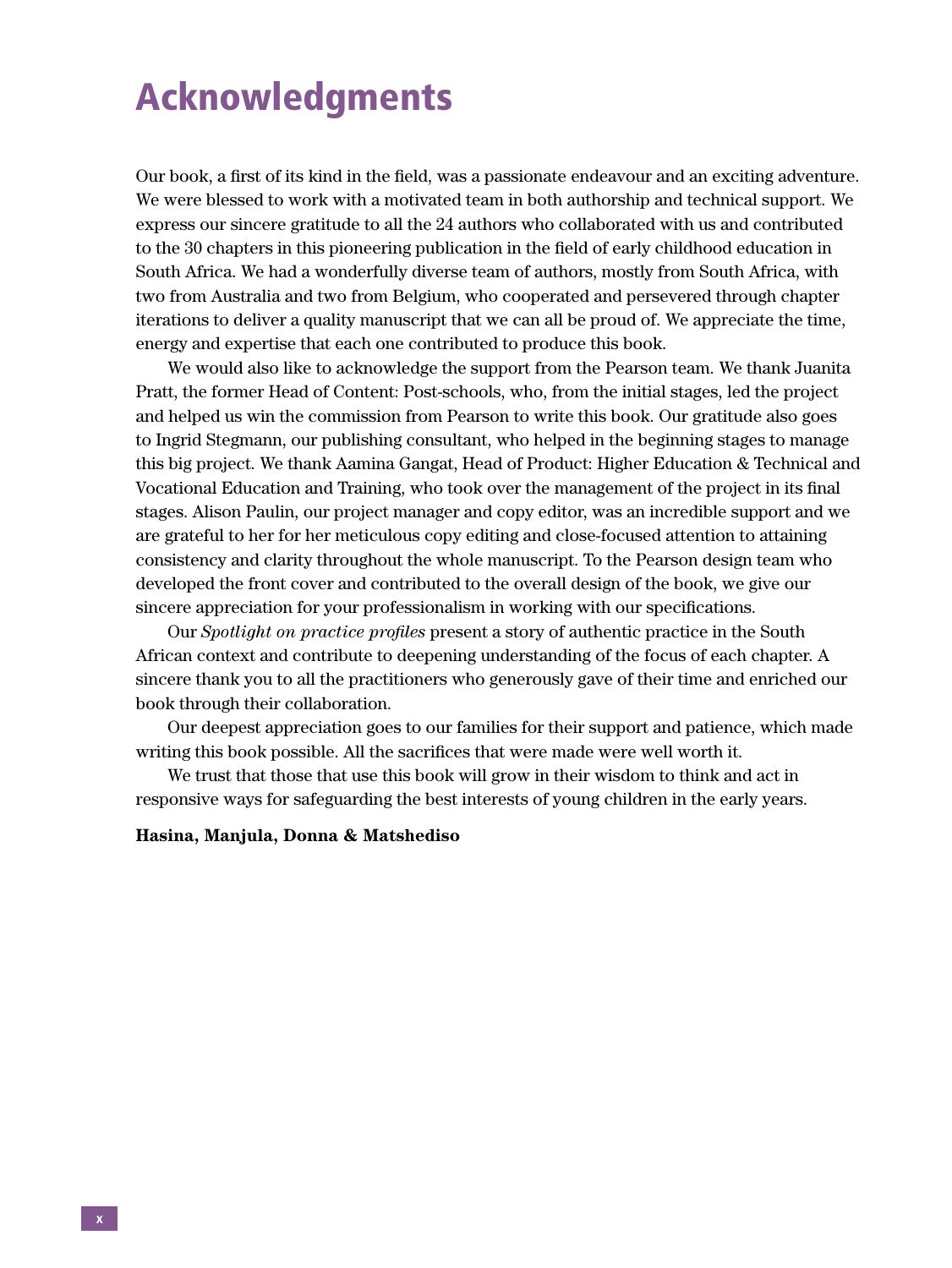# Acknowledgments

Our book, a first of its kind in the field, was a passionate endeavour and an exciting adventure. We were blessed to work with a motivated team in both authorship and technical support. We express our sincere gratitude to all the 24 authors who collaborated with us and contributed to the 30 chapters in this pioneering publication in the field of early childhood education in South Africa. We had a wonderfully diverse team of authors, mostly from South Africa, with two from Australia and two from Belgium, who cooperated and persevered through chapter iterations to deliver a quality manuscript that we can all be proud of. We appreciate the time, energy and expertise that each one contributed to produce this book.

We would also like to acknowledge the support from the Pearson team. We thank Juanita Pratt, the former Head of Content: Post-schools, who, from the initial stages, led the project and helped us win the commission from Pearson to write this book. Our gratitude also goes to Ingrid Stegmann, our publishing consultant, who helped in the beginning stages to manage this big project. We thank Aamina Gangat, Head of Product: Higher Education & Technical and Vocational Education and Training, who took over the management of the project in its final stages. Alison Paulin, our project manager and copy editor, was an incredible support and we are grateful to her for her meticulous copy editing and close-focused attention to attaining consistency and clarity throughout the whole manuscript. To the Pearson design team who developed the front cover and contributed to the overall design of the book, we give our sincere appreciation for your professionalism in working with our specifications.

Our *Spotlight on practice profiles* present a story of authentic practice in the South African context and contribute to deepening understanding of the focus of each chapter. A sincere thank you to all the practitioners who generously gave of their time and enriched our book through their collaboration.

Our deepest appreciation goes to our families for their support and patience, which made writing this book possible. All the sacrifices that were made were well worth it.

We trust that those that use this book will grow in their wisdom to think and act in responsive ways for safeguarding the best interests of young children in the early years.

**Hasina, Manjula, Donna & Matshediso**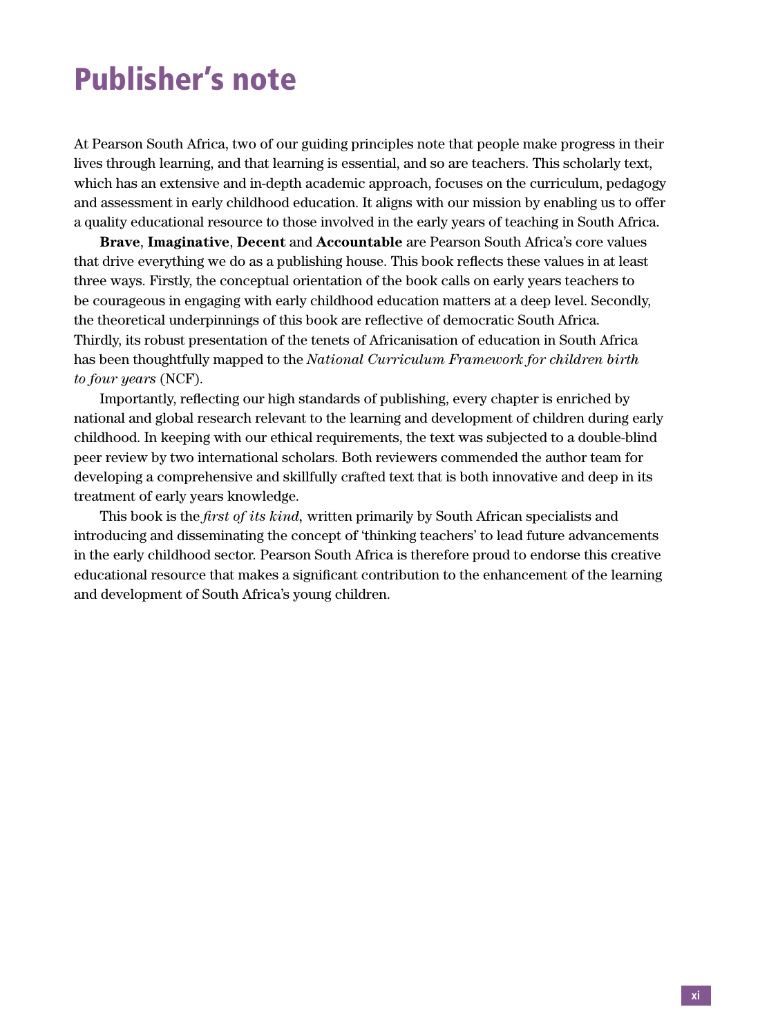# Publisher's note

At Pearson South Africa, two of our guiding principles note that people make progress in their lives through learning, and that learning is essential, and so are teachers. This scholarly text, which has an extensive and in-depth academic approach, focuses on the curriculum, pedagogy and assessment in early childhood education. It aligns with our mission by enabling us to offer a quality educational resource to those involved in the early years of teaching in South Africa.

**Brave**, **Imaginative**, **Decent** and **Accountable** are Pearson South Africa's core values that drive everything we do as a publishing house. This book reflects these values in at least three ways. Firstly, the conceptual orientation of the book calls on early years teachers to be courageous in engaging with early childhood education matters at a deep level. Secondly, the theoretical underpinnings of this book are reflective of democratic South Africa. Thirdly, its robust presentation of the tenets of Africanisation of education in South Africa has been thoughtfully mapped to the *National Curriculum Framework for children birth to four years* (NCF).

Importantly, reflecting our high standards of publishing, every chapter is enriched by national and global research relevant to the learning and development of children during early childhood. In keeping with our ethical requirements, the text was subjected to a double-blind peer review by two international scholars. Both reviewers commended the author team for developing a comprehensive and skillfully crafted text that is both innovative and deep in its treatment of early years knowledge.

This book is the *first of its kind,* written primarily by South African specialists and introducing and disseminating the concept of 'thinking teachers' to lead future advancements in the early childhood sector. Pearson South Africa is therefore proud to endorse this creative educational resource that makes a significant contribution to the enhancement of the learning and development of South Africa's young children.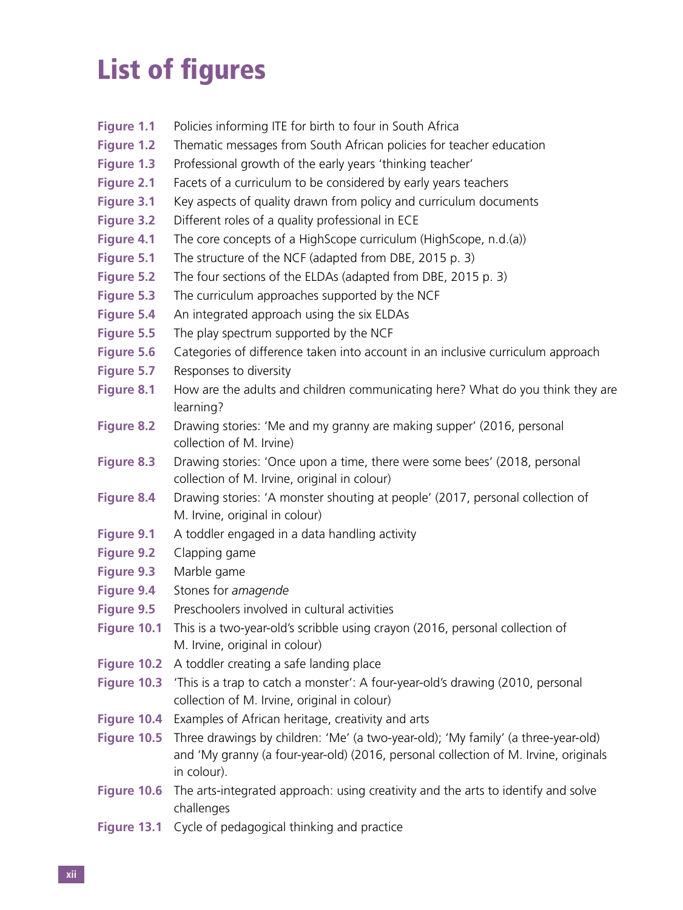# List of figures

**Figure 1.1** Policies informing ITE for birth to four in South Africa

**Figure 1.2** Thematic messages from South African policies for teacher education

**Figure 1.3** Professional growth of the early years 'thinking teacher'

**Figure 2.1** Facets of a curriculum to be considered by early years teachers

**Figure 3.1** Key aspects of quality drawn from policy and curriculum documents

**Figure 3.2** Different roles of a quality professional in ECE

**Figure 4.1** The core concepts of a HighScope curriculum (HighScope, n.d.(a))

**Figure 5.1** The structure of the NCF (adapted from DBE, 2015 p. 3)

**Figure 5.2** The four sections of the ELDAs (adapted from DBE, 2015 p. 3)

**Figure 5.3** The curriculum approaches supported by the NCF

**Figure 5.4** An integrated approach using the six ELDAs

**Figure 5.5** The play spectrum supported by the NCF

**Figure 5.6** Categories of difference taken into account in an inclusive curriculum approach

**Figure 5.7** Responses to diversity

**Figure 8.1** How are the adults and children communicating here? What do you think they are learning?

**Figure 8.2** Drawing stories: 'Me and my granny are making supper' (2016, personal collection of M. Irvine)

**Figure 8.3** Drawing stories: 'Once upon a time, there were some bees' (2018, personal collection of M. Irvine, original in colour)

**Figure 8.4** Drawing stories: 'A monster shouting at people' (2017, personal collection of M. Irvine, original in colour)

**Figure 9.1** A toddler engaged in a data handling activity

**Figure 9.2** Clapping game

**Figure 9.3** Marble game

**Figure 9.4** Stones for *amagende*

**Figure 9.5** Preschoolers involved in cultural activities

**Figure 10.1** This is a two-year-old's scribble using crayon (2016, personal collection of M. Irvine, original in colour)

**Figure 10.2** A toddler creating a safe landing place

**Figure 10.3** 'This is a trap to catch a monster': A four-year-old's drawing (2010, personal collection of M. Irvine, original in colour)

**Figure 10.4** Examples of African heritage, creativity and arts

**Figure 10.5** Three drawings by children: 'Me' (a two-year-old); 'My family' (a three-year-old) and 'My granny (a four-year-old) (2016, personal collection of M. Irvine, originals in colour).

**Figure 10.6** The arts-integrated approach: using creativity and the arts to identify and solve challenges

**Figure 13.1** Cycle of pedagogical thinking and practice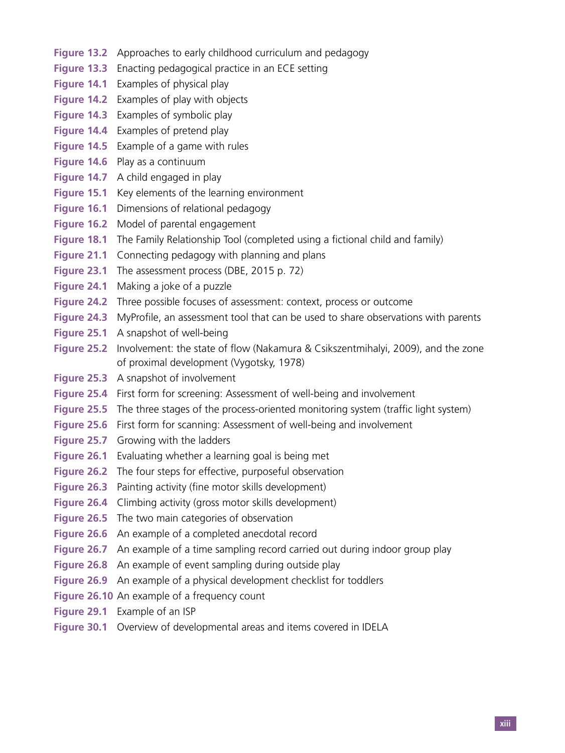**Figure 13.2** Approaches to early childhood curriculum and pedagogy
**Figure 13.3** Enacting pedagogical practice in an ECE setting
**Figure 14.1** Examples of physical play
**Figure 14.2** Examples of play with objects
**Figure 14.3** Examples of symbolic play
**Figure 14.4** Examples of pretend play
**Figure 14.5** Example of a game with rules
**Figure 14.6** Play as a continuum
**Figure 14.7** A child engaged in play
**Figure 15.1** Key elements of the learning environment
**Figure 16.1** Dimensions of relational pedagogy
**Figure 16.2** Model of parental engagement
**Figure 18.1** The Family Relationship Tool (completed using a fictional child and family)
**Figure 21.1** Connecting pedagogy with planning and plans
**Figure 23.1** The assessment process (DBE, 2015 p. 72)
**Figure 24.1** Making a joke of a puzzle
**Figure 24.2** Three possible focuses of assessment: context, process or outcome
**Figure 24.3** MyProfile, an assessment tool that can be used to share observations with parents
**Figure 25.1** A snapshot of well-being
**Figure 25.2** Involvement: the state of flow (Nakamura & Csikszentmihalyi, 2009), and the zone of proximal development (Vygotsky, 1978)
**Figure 25.3** A snapshot of involvement
**Figure 25.4** First form for screening: Assessment of well-being and involvement
**Figure 25.5** The three stages of the process-oriented monitoring system (traffic light system)
**Figure 25.6** First form for scanning: Assessment of well-being and involvement
**Figure 25.7** Growing with the ladders
**Figure 26.1** Evaluating whether a learning goal is being met
**Figure 26.2** The four steps for effective, purposeful observation
**Figure 26.3** Painting activity (fine motor skills development)
**Figure 26.4** Climbing activity (gross motor skills development)
**Figure 26.5** The two main categories of observation
**Figure 26.6** An example of a completed anecdotal record
**Figure 26.7** An example of a time sampling record carried out during indoor group play
**Figure 26.8** An example of event sampling during outside play
**Figure 26.9** An example of a physical development checklist for toddlers
**Figure 26.10** An example of a frequency count
**Figure 29.1** Example of an ISP
**Figure 30.1** Overview of developmental areas and items covered in IDELA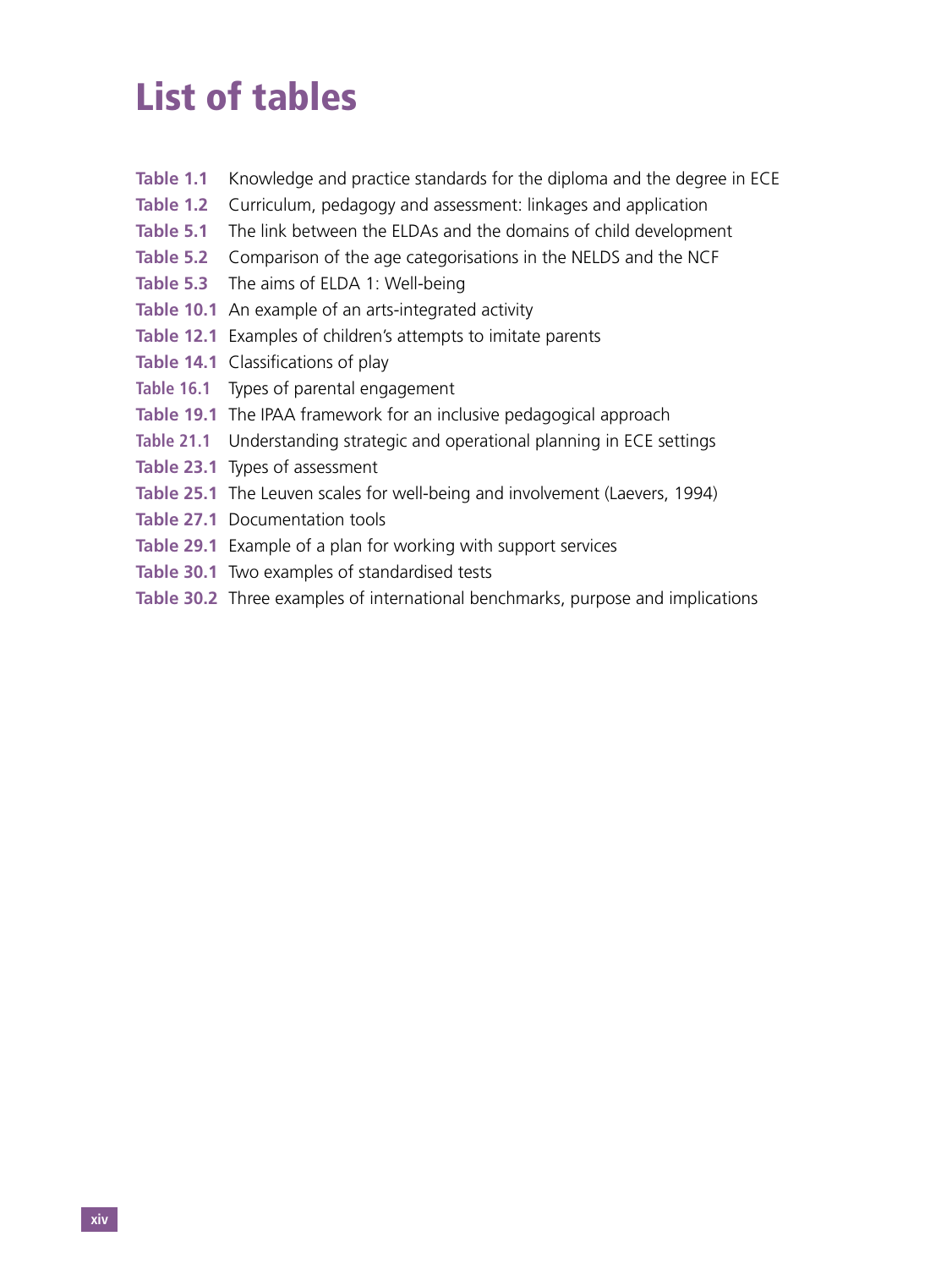# List of tables

**Table 1.1** Knowledge and practice standards for the diploma and the degree in ECE
**Table 1.2** Curriculum, pedagogy and assessment: linkages and application
**Table 5.1** The link between the ELDAs and the domains of child development
**Table 5.2** Comparison of the age categorisations in the NELDS and the NCF
**Table 5.3** The aims of ELDA 1: Well-being
**Table 10.1** An example of an arts-integrated activity
**Table 12.1** Examples of children's attempts to imitate parents
**Table 14.1** Classifications of play
**Table 16.1** Types of parental engagement
**Table 19.1** The IPAA framework for an inclusive pedagogical approach
**Table 21.1** Understanding strategic and operational planning in ECE settings
**Table 23.1** Types of assessment
**Table 25.1** The Leuven scales for well-being and involvement (Laevers, 1994)
**Table 27.1** Documentation tools
**Table 29.1** Example of a plan for working with support services
**Table 30.1** Two examples of standardised tests
**Table 30.2** Three examples of international benchmarks, purpose and implications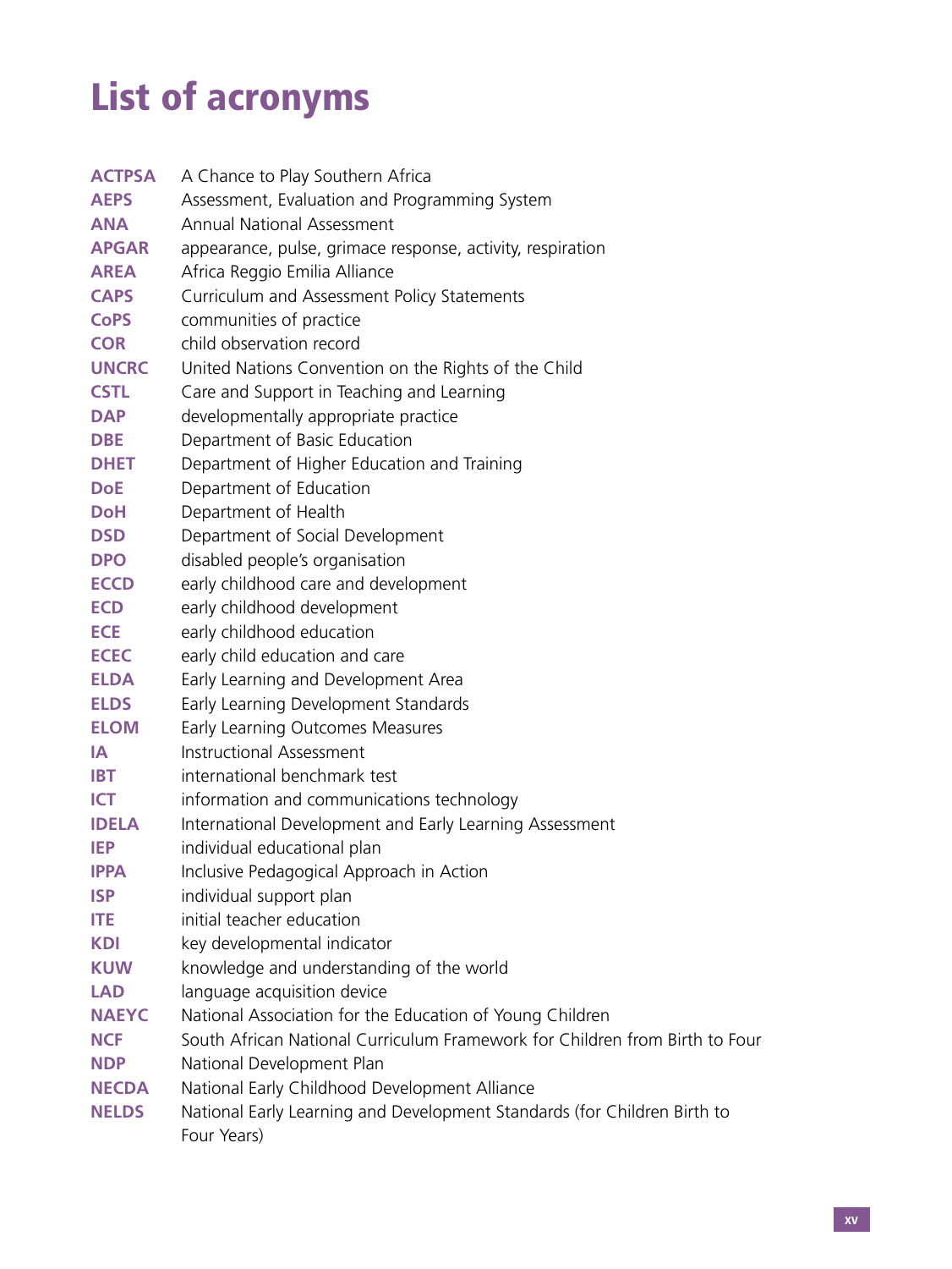# List of acronyms

| | |
|---|---|
| **ACTPSA** | A Chance to Play Southern Africa |
| **AEPS** | Assessment, Evaluation and Programming System |
| **ANA** | Annual National Assessment |
| **APGAR** | appearance, pulse, grimace response, activity, respiration |
| **AREA** | Africa Reggio Emilia Alliance |
| **CAPS** | Curriculum and Assessment Policy Statements |
| **CoPS** | communities of practice |
| **COR** | child observation record |
| **UNCRC** | United Nations Convention on the Rights of the Child |
| **CSTL** | Care and Support in Teaching and Learning |
| **DAP** | developmentally appropriate practice |
| **DBE** | Department of Basic Education |
| **DHET** | Department of Higher Education and Training |
| **DoE** | Department of Education |
| **DoH** | Department of Health |
| **DSD** | Department of Social Development |
| **DPO** | disabled people's organisation |
| **ECCD** | early childhood care and development |
| **ECD** | early childhood development |
| **ECE** | early childhood education |
| **ECEC** | early child education and care |
| **ELDA** | Early Learning and Development Area |
| **ELDS** | Early Learning Development Standards |
| **ELOM** | Early Learning Outcomes Measures |
| **IA** | Instructional Assessment |
| **IBT** | international benchmark test |
| **ICT** | information and communications technology |
| **IDELA** | International Development and Early Learning Assessment |
| **IEP** | individual educational plan |
| **IPPA** | Inclusive Pedagogical Approach in Action |
| **ISP** | individual support plan |
| **ITE** | initial teacher education |
| **KDI** | key developmental indicator |
| **KUW** | knowledge and understanding of the world |
| **LAD** | language acquisition device |
| **NAEYC** | National Association for the Education of Young Children |
| **NCF** | South African National Curriculum Framework for Children from Birth to Four |
| **NDP** | National Development Plan |
| **NECDA** | National Early Childhood Development Alliance |
| **NELDS** | National Early Learning and Development Standards (for Children Birth to Four Years) |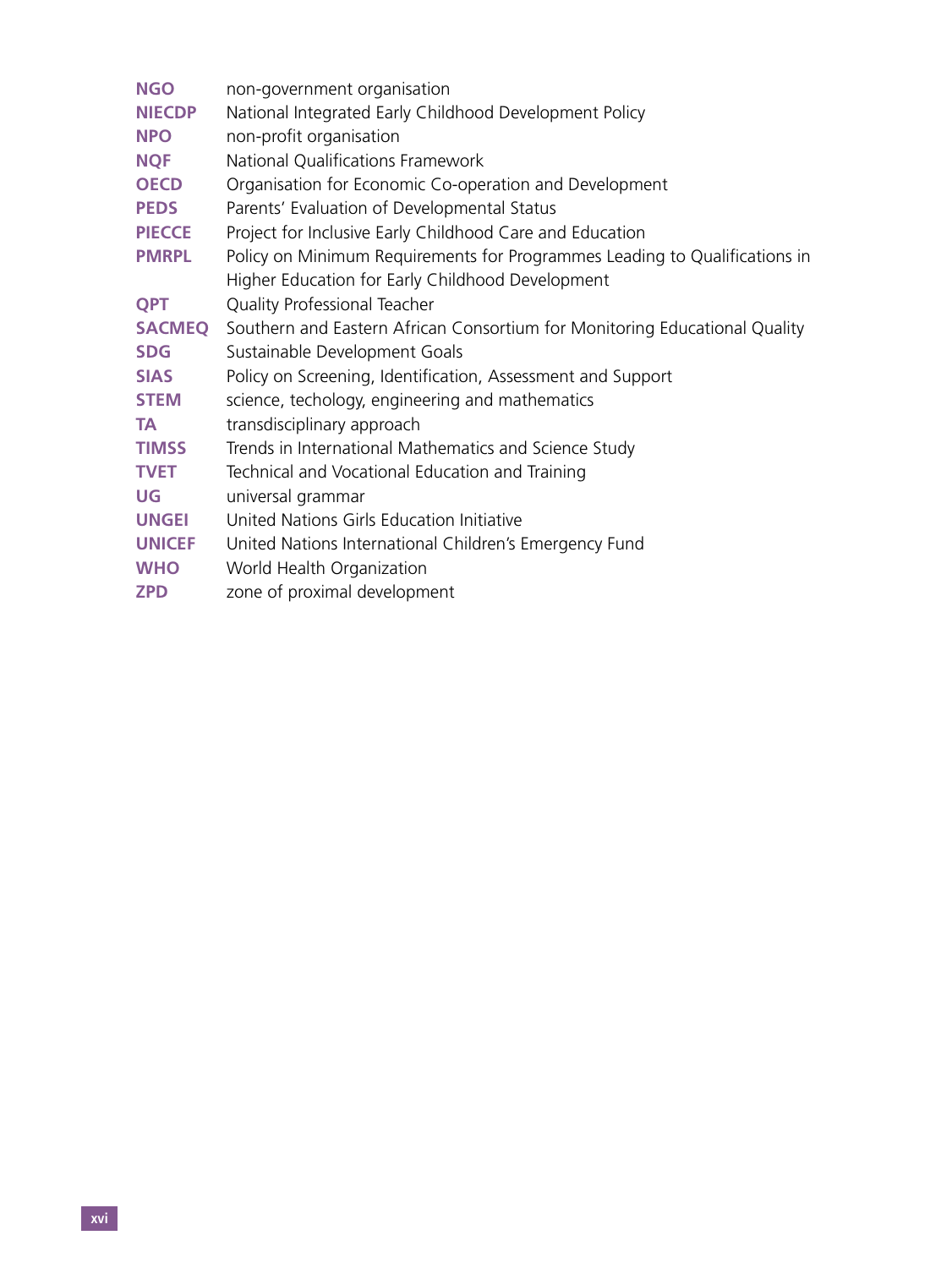| | |
|---|---|
| **NGO** | non-government organisation |
| **NIECDP** | National Integrated Early Childhood Development Policy |
| **NPO** | non-profit organisation |
| **NQF** | National Qualifications Framework |
| **OECD** | Organisation for Economic Co-operation and Development |
| **PEDS** | Parents' Evaluation of Developmental Status |
| **PIECCE** | Project for Inclusive Early Childhood Care and Education |
| **PMRPL** | Policy on Minimum Requirements for Programmes Leading to Qualifications in Higher Education for Early Childhood Development |
| **QPT** | Quality Professional Teacher |
| **SACMEQ** | Southern and Eastern African Consortium for Monitoring Educational Quality |
| **SDG** | Sustainable Development Goals |
| **SIAS** | Policy on Screening, Identification, Assessment and Support |
| **STEM** | science, techology, engineering and mathematics |
| **TA** | transdisciplinary approach |
| **TIMSS** | Trends in International Mathematics and Science Study |
| **TVET** | Technical and Vocational Education and Training |
| **UG** | universal grammar |
| **UNGEI** | United Nations Girls Education Initiative |
| **UNICEF** | United Nations International Children's Emergency Fund |
| **WHO** | World Health Organization |
| **ZPD** | zone of proximal development |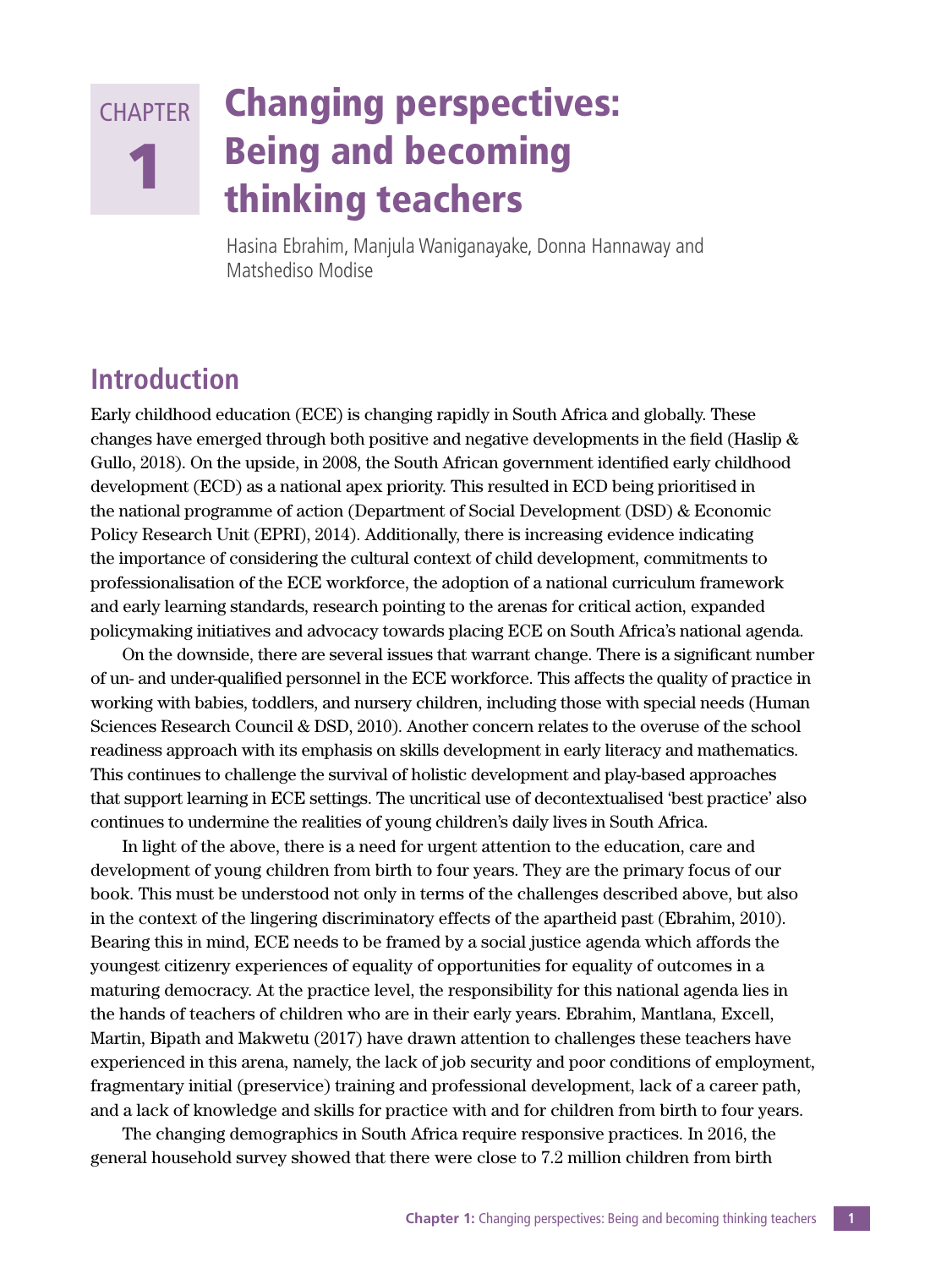# CHAPTER 1 Changing perspectives: Being and becoming thinking teachers

Hasina Ebrahim, Manjula Waniganayake, Donna Hannaway and Matshediso Modise

## Introduction

Early childhood education (ECE) is changing rapidly in South Africa and globally. These changes have emerged through both positive and negative developments in the field (Haslip & Gullo, 2018). On the upside, in 2008, the South African government identified early childhood development (ECD) as a national apex priority. This resulted in ECD being prioritised in the national programme of action (Department of Social Development (DSD) & Economic Policy Research Unit (EPRI), 2014). Additionally, there is increasing evidence indicating the importance of considering the cultural context of child development, commitments to professionalisation of the ECE workforce, the adoption of a national curriculum framework and early learning standards, research pointing to the arenas for critical action, expanded policymaking initiatives and advocacy towards placing ECE on South Africa's national agenda.

On the downside, there are several issues that warrant change. There is a significant number of un- and under-qualified personnel in the ECE workforce. This affects the quality of practice in working with babies, toddlers, and nursery children, including those with special needs (Human Sciences Research Council & DSD, 2010). Another concern relates to the overuse of the school readiness approach with its emphasis on skills development in early literacy and mathematics. This continues to challenge the survival of holistic development and play-based approaches that support learning in ECE settings. The uncritical use of decontextualised 'best practice' also continues to undermine the realities of young children's daily lives in South Africa.

In light of the above, there is a need for urgent attention to the education, care and development of young children from birth to four years. They are the primary focus of our book. This must be understood not only in terms of the challenges described above, but also in the context of the lingering discriminatory effects of the apartheid past (Ebrahim, 2010). Bearing this in mind, ECE needs to be framed by a social justice agenda which affords the youngest citizenry experiences of equality of opportunities for equality of outcomes in a maturing democracy. At the practice level, the responsibility for this national agenda lies in the hands of teachers of children who are in their early years. Ebrahim, Mantlana, Excell, Martin, Bipath and Makwetu (2017) have drawn attention to challenges these teachers have experienced in this arena, namely, the lack of job security and poor conditions of employment, fragmentary initial (preservice) training and professional development, lack of a career path, and a lack of knowledge and skills for practice with and for children from birth to four years.

The changing demographics in South Africa require responsive practices. In 2016, the general household survey showed that there were close to 7.2 million children from birth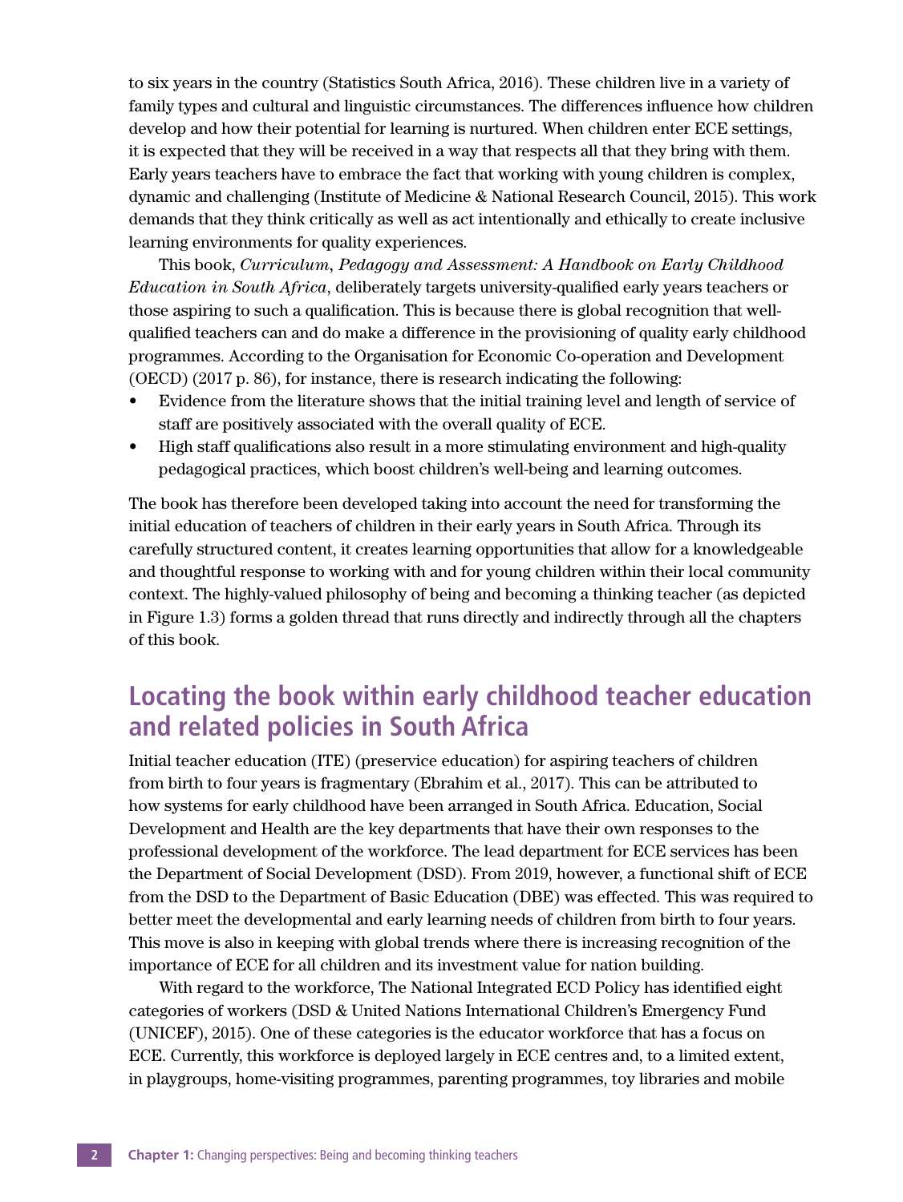to six years in the country (Statistics South Africa, 2016). These children live in a variety of family types and cultural and linguistic circumstances. The differences influence how children develop and how their potential for learning is nurtured. When children enter ECE settings, it is expected that they will be received in a way that respects all that they bring with them. Early years teachers have to embrace the fact that working with young children is complex, dynamic and challenging (Institute of Medicine & National Research Council, 2015). This work demands that they think critically as well as act intentionally and ethically to create inclusive learning environments for quality experiences.

This book, *Curriculum, Pedagogy and Assessment: A Handbook on Early Childhood Education in South Africa*, deliberately targets university-qualified early years teachers or those aspiring to such a qualification. This is because there is global recognition that well-qualified teachers can and do make a difference in the provisioning of quality early childhood programmes. According to the Organisation for Economic Co-operation and Development (OECD) (2017 p. 86), for instance, there is research indicating the following:

- Evidence from the literature shows that the initial training level and length of service of staff are positively associated with the overall quality of ECE.
- High staff qualifications also result in a more stimulating environment and high-quality pedagogical practices, which boost children's well-being and learning outcomes.

The book has therefore been developed taking into account the need for transforming the initial education of teachers of children in their early years in South Africa. Through its carefully structured content, it creates learning opportunities that allow for a knowledgeable and thoughtful response to working with and for young children within their local community context. The highly-valued philosophy of being and becoming a thinking teacher (as depicted in Figure 1.3) forms a golden thread that runs directly and indirectly through all the chapters of this book.

## Locating the book within early childhood teacher education and related policies in South Africa

Initial teacher education (ITE) (preservice education) for aspiring teachers of children from birth to four years is fragmentary (Ebrahim et al., 2017). This can be attributed to how systems for early childhood have been arranged in South Africa. Education, Social Development and Health are the key departments that have their own responses to the professional development of the workforce. The lead department for ECE services has been the Department of Social Development (DSD). From 2019, however, a functional shift of ECE from the DSD to the Department of Basic Education (DBE) was effected. This was required to better meet the developmental and early learning needs of children from birth to four years. This move is also in keeping with global trends where there is increasing recognition of the importance of ECE for all children and its investment value for nation building.

With regard to the workforce, The National Integrated ECD Policy has identified eight categories of workers (DSD & United Nations International Children's Emergency Fund (UNICEF), 2015). One of these categories is the educator workforce that has a focus on ECE. Currently, this workforce is deployed largely in ECE centres and, to a limited extent, in playgroups, home-visiting programmes, parenting programmes, toy libraries and mobile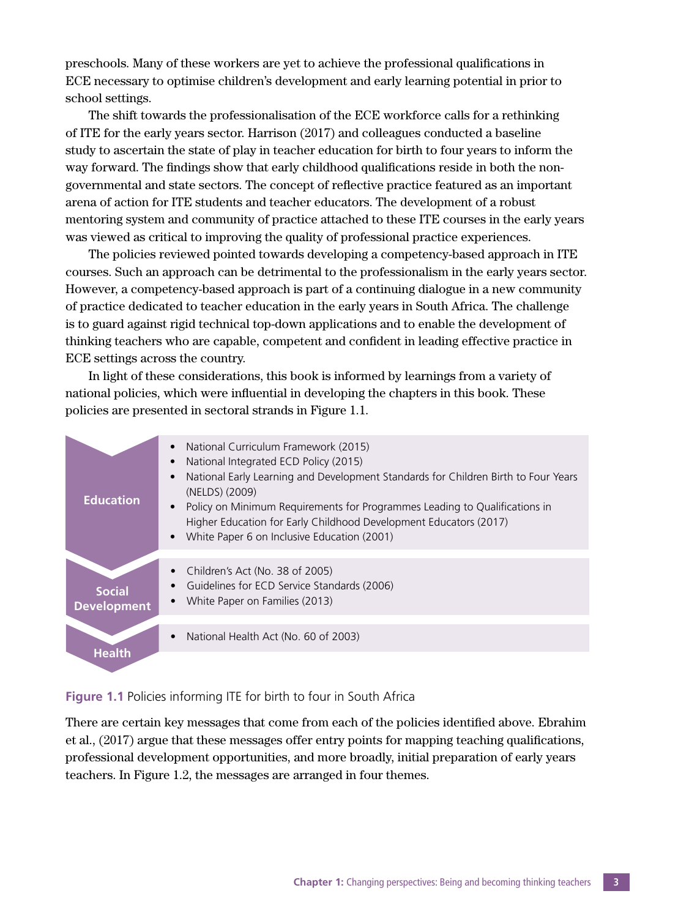preschools. Many of these workers are yet to achieve the professional qualifications in ECE necessary to optimise children's development and early learning potential in prior to school settings.

The shift towards the professionalisation of the ECE workforce calls for a rethinking of ITE for the early years sector. Harrison (2017) and colleagues conducted a baseline study to ascertain the state of play in teacher education for birth to four years to inform the way forward. The findings show that early childhood qualifications reside in both the non-governmental and state sectors. The concept of reflective practice featured as an important arena of action for ITE students and teacher educators. The development of a robust mentoring system and community of practice attached to these ITE courses in the early years was viewed as critical to improving the quality of professional practice experiences.

The policies reviewed pointed towards developing a competency-based approach in ITE courses. Such an approach can be detrimental to the professionalism in the early years sector. However, a competency-based approach is part of a continuing dialogue in a new community of practice dedicated to teacher education in the early years in South Africa. The challenge is to guard against rigid technical top-down applications and to enable the development of thinking teachers who are capable, competent and confident in leading effective practice in ECE settings across the country.

In light of these considerations, this book is informed by learnings from a variety of national policies, which were influential in developing the chapters in this book. These policies are presented in sectoral strands in Figure 1.1.

| Sector | Policies |
|---|---|
| **Education** | • National Curriculum Framework (2015)<br>• National Integrated ECD Policy (2015)<br>• National Early Learning and Development Standards for Children Birth to Four Years (NELDS) (2009)<br>• Policy on Minimum Requirements for Programmes Leading to Qualifications in Higher Education for Early Childhood Development Educators (2017)<br>• White Paper 6 on Inclusive Education (2001) |
| **Social Development** | • Children's Act (No. 38 of 2005)<br>• Guidelines for ECD Service Standards (2006)<br>• White Paper on Families (2013) |
| **Health** | • National Health Act (No. 60 of 2003) |

**Figure 1.1** Policies informing ITE for birth to four in South Africa

There are certain key messages that come from each of the policies identified above. Ebrahim et al., (2017) argue that these messages offer entry points for mapping teaching qualifications, professional development opportunities, and more broadly, initial preparation of early years teachers. In Figure 1.2, the messages are arranged in four themes.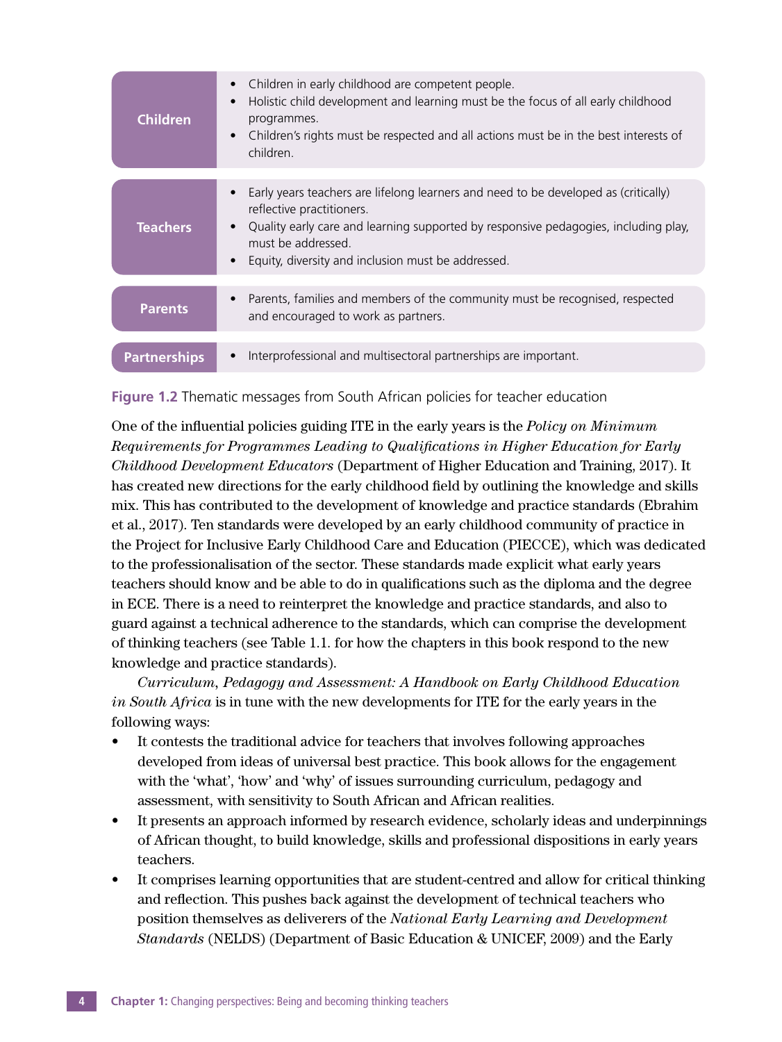| | |
|---|---|
| **Children** | • Children in early childhood are competent people.<br>• Holistic child development and learning must be the focus of all early childhood programmes.<br>• Children's rights must be respected and all actions must be in the best interests of children. |
| **Teachers** | • Early years teachers are lifelong learners and need to be developed as (critically) reflective practitioners.<br>• Quality early care and learning supported by responsive pedagogies, including play, must be addressed.<br>• Equity, diversity and inclusion must be addressed. |
| **Parents** | • Parents, families and members of the community must be recognised, respected and encouraged to work as partners. |
| **Partnerships** | • Interprofessional and multisectoral partnerships are important. |

**Figure 1.2** Thematic messages from South African policies for teacher education

One of the influential policies guiding ITE in the early years is the *Policy on Minimum Requirements for Programmes Leading to Qualifications in Higher Education for Early Childhood Development Educators* (Department of Higher Education and Training, 2017). It has created new directions for the early childhood field by outlining the knowledge and skills mix. This has contributed to the development of knowledge and practice standards (Ebrahim et al., 2017). Ten standards were developed by an early childhood community of practice in the Project for Inclusive Early Childhood Care and Education (PIECCE), which was dedicated to the professionalisation of the sector. These standards made explicit what early years teachers should know and be able to do in qualifications such as the diploma and the degree in ECE. There is a need to reinterpret the knowledge and practice standards, and also to guard against a technical adherence to the standards, which can comprise the development of thinking teachers (see Table 1.1. for how the chapters in this book respond to the new knowledge and practice standards).

*Curriculum, Pedagogy and Assessment: A Handbook on Early Childhood Education in South Africa* is in tune with the new developments for ITE for the early years in the following ways:

- It contests the traditional advice for teachers that involves following approaches developed from ideas of universal best practice. This book allows for the engagement with the 'what', 'how' and 'why' of issues surrounding curriculum, pedagogy and assessment, with sensitivity to South African and African realities.
- It presents an approach informed by research evidence, scholarly ideas and underpinnings of African thought, to build knowledge, skills and professional dispositions in early years teachers.
- It comprises learning opportunities that are student-centred and allow for critical thinking and reflection. This pushes back against the development of technical teachers who position themselves as deliverers of the *National Early Learning and Development Standards* (NELDS) (Department of Basic Education & UNICEF, 2009) and the Early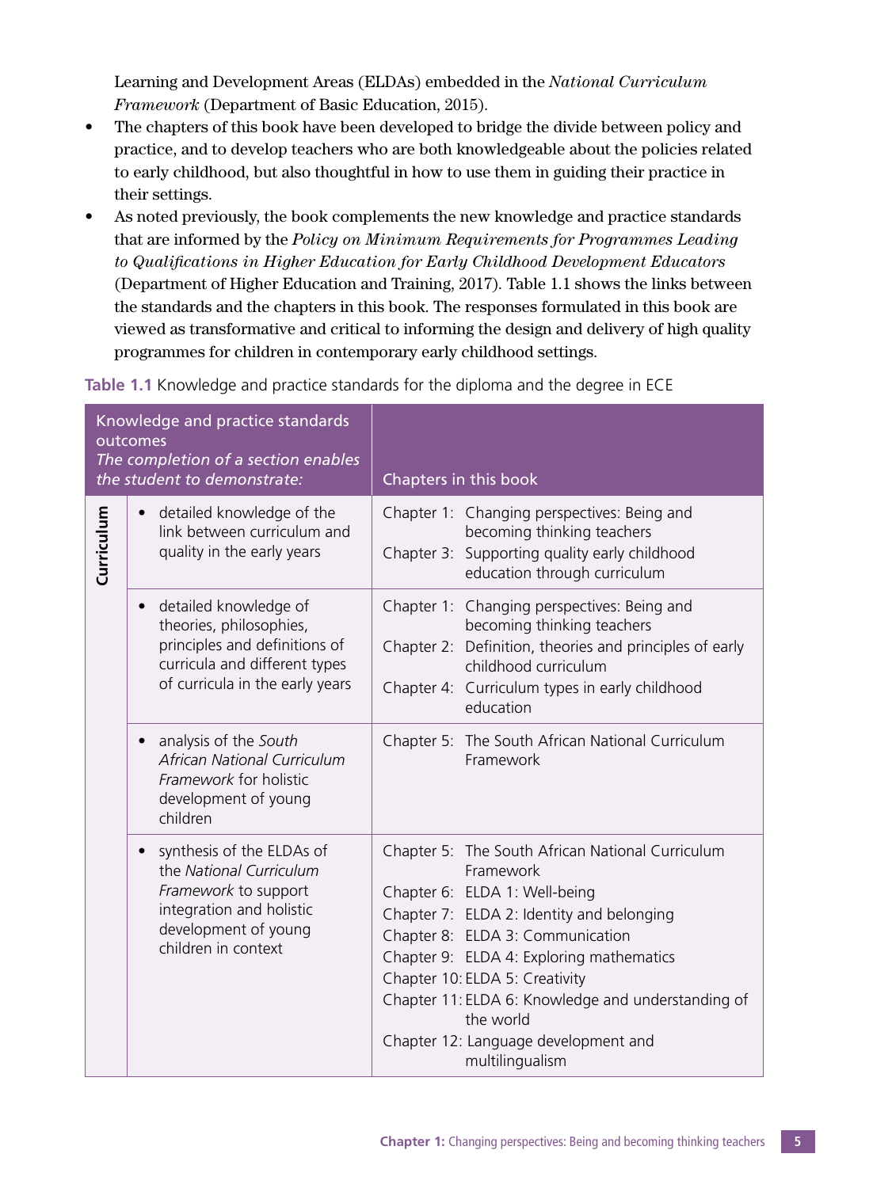Learning and Development Areas (ELDAs) embedded in the *National Curriculum Framework* (Department of Basic Education, 2015).

- The chapters of this book have been developed to bridge the divide between policy and practice, and to develop teachers who are both knowledgeable about the policies related to early childhood, but also thoughtful in how to use them in guiding their practice in their settings.
- As noted previously, the book complements the new knowledge and practice standards that are informed by the *Policy on Minimum Requirements for Programmes Leading to Qualifications in Higher Education for Early Childhood Development Educators* (Department of Higher Education and Training, 2017). Table 1.1 shows the links between the standards and the chapters in this book. The responses formulated in this book are viewed as transformative and critical to informing the design and delivery of high quality programmes for children in contemporary early childhood settings.

**Table 1.1** Knowledge and practice standards for the diploma and the degree in ECE

| | Knowledge and practice standards outcomes *The completion of a section enables the student to demonstrate:* | Chapters in this book |
|---|---|---|
| Curriculum | • detailed knowledge of the link between curriculum and quality in the early years | Chapter 1: Changing perspectives: Being and becoming thinking teachers<br>Chapter 3: Supporting quality early childhood education through curriculum |
| | • detailed knowledge of theories, philosophies, principles and definitions of curricula and different types of curricula in the early years | Chapter 1: Changing perspectives: Being and becoming thinking teachers<br>Chapter 2: Definition, theories and principles of early childhood curriculum<br>Chapter 4: Curriculum types in early childhood education |
| | • analysis of the *South African National Curriculum Framework* for holistic development of young children | Chapter 5: The South African National Curriculum Framework |
| | • synthesis of the ELDAs of the *National Curriculum Framework* to support integration and holistic development of young children in context | Chapter 5: The South African National Curriculum Framework<br>Chapter 6: ELDA 1: Well-being<br>Chapter 7: ELDA 2: Identity and belonging<br>Chapter 8: ELDA 3: Communication<br>Chapter 9: ELDA 4: Exploring mathematics<br>Chapter 10: ELDA 5: Creativity<br>Chapter 11: ELDA 6: Knowledge and understanding of the world<br>Chapter 12: Language development and multilingualism |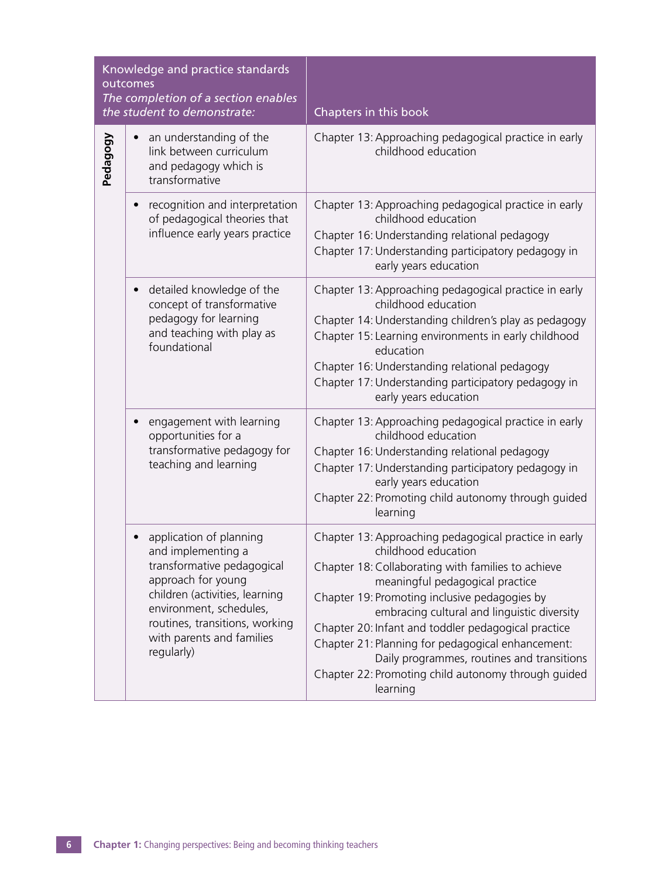| | Knowledge and practice standards outcomes<br>*The completion of a section enables the student to demonstrate:* | Chapters in this book |
|---|---|---|
| **Pedagogy** | • an understanding of the link between curriculum and pedagogy which is transformative | Chapter 13: Approaching pedagogical practice in early childhood education |
| | • recognition and interpretation of pedagogical theories that influence early years practice | Chapter 13: Approaching pedagogical practice in early childhood education<br>Chapter 16: Understanding relational pedagogy<br>Chapter 17: Understanding participatory pedagogy in early years education |
| | • detailed knowledge of the concept of transformative pedagogy for learning and teaching with play as foundational | Chapter 13: Approaching pedagogical practice in early childhood education<br>Chapter 14: Understanding children's play as pedagogy<br>Chapter 15: Learning environments in early childhood education<br>Chapter 16: Understanding relational pedagogy<br>Chapter 17: Understanding participatory pedagogy in early years education |
| | • engagement with learning opportunities for a transformative pedagogy for teaching and learning | Chapter 13: Approaching pedagogical practice in early childhood education<br>Chapter 16: Understanding relational pedagogy<br>Chapter 17: Understanding participatory pedagogy in early years education<br>Chapter 22: Promoting child autonomy through guided learning |
| | • application of planning and implementing a transformative pedagogical approach for young children (activities, learning environment, schedules, routines, transitions, working with parents and families regularly) | Chapter 13: Approaching pedagogical practice in early childhood education<br>Chapter 18: Collaborating with families to achieve meaningful pedagogical practice<br>Chapter 19: Promoting inclusive pedagogies by embracing cultural and linguistic diversity<br>Chapter 20: Infant and toddler pedagogical practice<br>Chapter 21: Planning for pedagogical enhancement: Daily programmes, routines and transitions<br>Chapter 22: Promoting child autonomy through guided learning |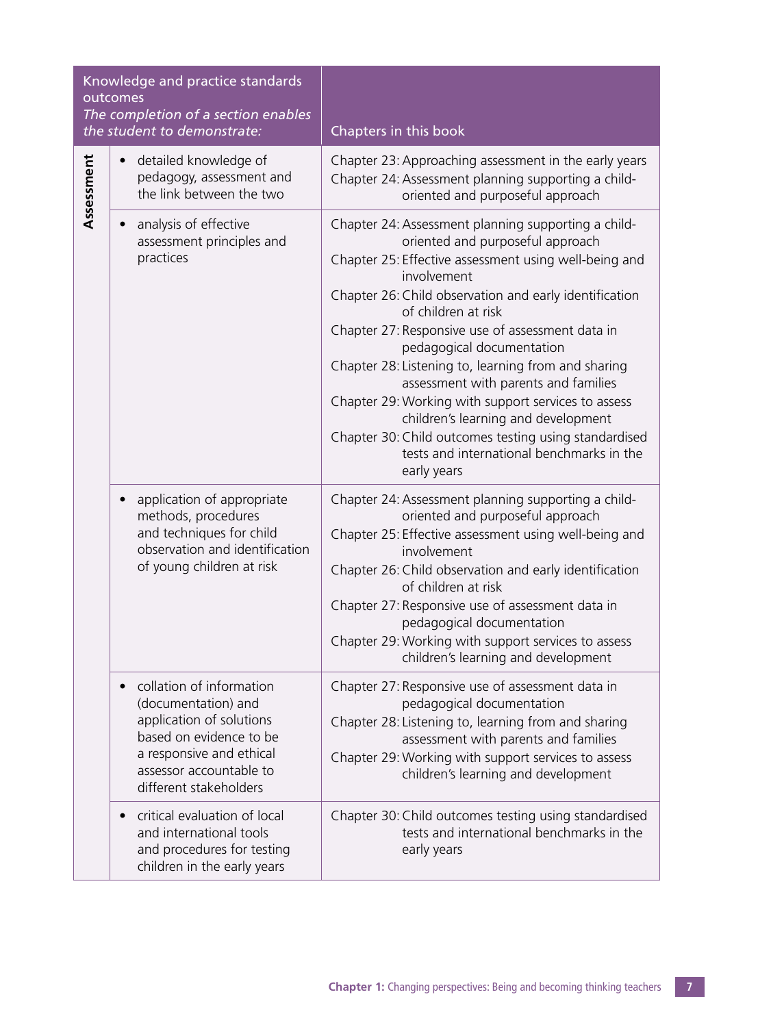| | Knowledge and practice standards outcomes<br>*The completion of a section enables the student to demonstrate:* | Chapters in this book |
|---|---|---|
| **Assessment** | • detailed knowledge of pedagogy, assessment and the link between the two | Chapter 23: Approaching assessment in the early years<br>Chapter 24: Assessment planning supporting a child-oriented and purposeful approach |
| | • analysis of effective assessment principles and practices | Chapter 24: Assessment planning supporting a child-oriented and purposeful approach<br>Chapter 25: Effective assessment using well-being and involvement<br>Chapter 26: Child observation and early identification of children at risk<br>Chapter 27: Responsive use of assessment data in pedagogical documentation<br>Chapter 28: Listening to, learning from and sharing assessment with parents and families<br>Chapter 29: Working with support services to assess children's learning and development<br>Chapter 30: Child outcomes testing using standardised tests and international benchmarks in the early years |
| | • application of appropriate methods, procedures and techniques for child observation and identification of young children at risk | Chapter 24: Assessment planning supporting a child-oriented and purposeful approach<br>Chapter 25: Effective assessment using well-being and involvement<br>Chapter 26: Child observation and early identification of children at risk<br>Chapter 27: Responsive use of assessment data in pedagogical documentation<br>Chapter 29: Working with support services to assess children's learning and development |
| | • collation of information (documentation) and application of solutions based on evidence to be a responsive and ethical assessor accountable to different stakeholders | Chapter 27: Responsive use of assessment data in pedagogical documentation<br>Chapter 28: Listening to, learning from and sharing assessment with parents and families<br>Chapter 29: Working with support services to assess children's learning and development |
| | • critical evaluation of local and international tools and procedures for testing children in the early years | Chapter 30: Child outcomes testing using standardised tests and international benchmarks in the early years |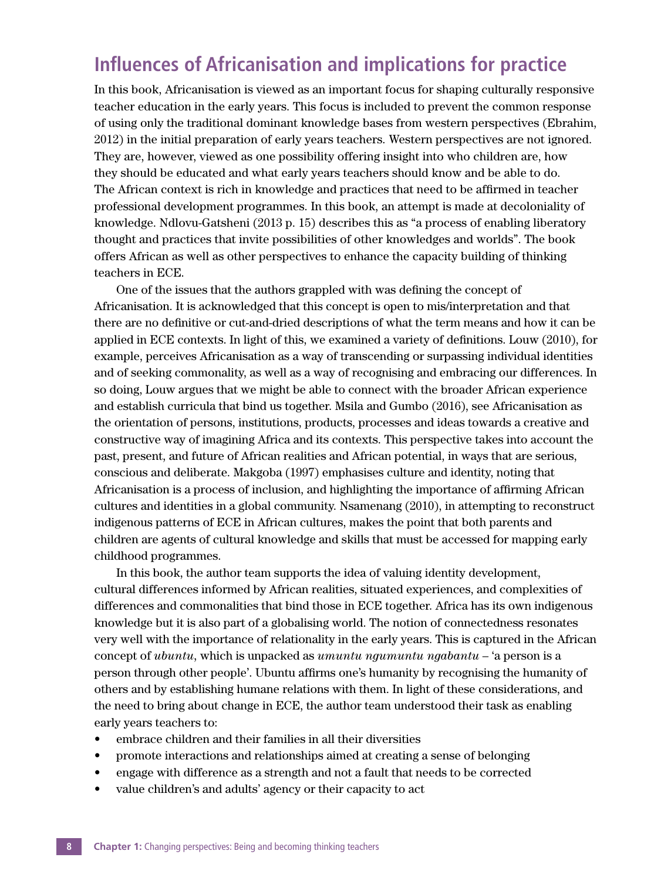## Influences of Africanisation and implications for practice

In this book, Africanisation is viewed as an important focus for shaping culturally responsive teacher education in the early years. This focus is included to prevent the common response of using only the traditional dominant knowledge bases from western perspectives (Ebrahim, 2012) in the initial preparation of early years teachers. Western perspectives are not ignored. They are, however, viewed as one possibility offering insight into who children are, how they should be educated and what early years teachers should know and be able to do. The African context is rich in knowledge and practices that need to be affirmed in teacher professional development programmes. In this book, an attempt is made at decoloniality of knowledge. Ndlovu-Gatsheni (2013 p. 15) describes this as "a process of enabling liberatory thought and practices that invite possibilities of other knowledges and worlds". The book offers African as well as other perspectives to enhance the capacity building of thinking teachers in ECE.

One of the issues that the authors grappled with was defining the concept of Africanisation. It is acknowledged that this concept is open to mis/interpretation and that there are no definitive or cut-and-dried descriptions of what the term means and how it can be applied in ECE contexts. In light of this, we examined a variety of definitions. Louw (2010), for example, perceives Africanisation as a way of transcending or surpassing individual identities and of seeking commonality, as well as a way of recognising and embracing our differences. In so doing, Louw argues that we might be able to connect with the broader African experience and establish curricula that bind us together. Msila and Gumbo (2016), see Africanisation as the orientation of persons, institutions, products, processes and ideas towards a creative and constructive way of imagining Africa and its contexts. This perspective takes into account the past, present, and future of African realities and African potential, in ways that are serious, conscious and deliberate. Makgoba (1997) emphasises culture and identity, noting that Africanisation is a process of inclusion, and highlighting the importance of affirming African cultures and identities in a global community. Nsamenang (2010), in attempting to reconstruct indigenous patterns of ECE in African cultures, makes the point that both parents and children are agents of cultural knowledge and skills that must be accessed for mapping early childhood programmes.

In this book, the author team supports the idea of valuing identity development, cultural differences informed by African realities, situated experiences, and complexities of differences and commonalities that bind those in ECE together. Africa has its own indigenous knowledge but it is also part of a globalising world. The notion of connectedness resonates very well with the importance of relationality in the early years. This is captured in the African concept of *ubuntu*, which is unpacked as *umuntu ngumuntu ngabantu* – 'a person is a person through other people'. Ubuntu affirms one's humanity by recognising the humanity of others and by establishing humane relations with them. In light of these considerations, and the need to bring about change in ECE, the author team understood their task as enabling early years teachers to:

- embrace children and their families in all their diversities
- promote interactions and relationships aimed at creating a sense of belonging
- engage with difference as a strength and not a fault that needs to be corrected
- value children's and adults' agency or their capacity to act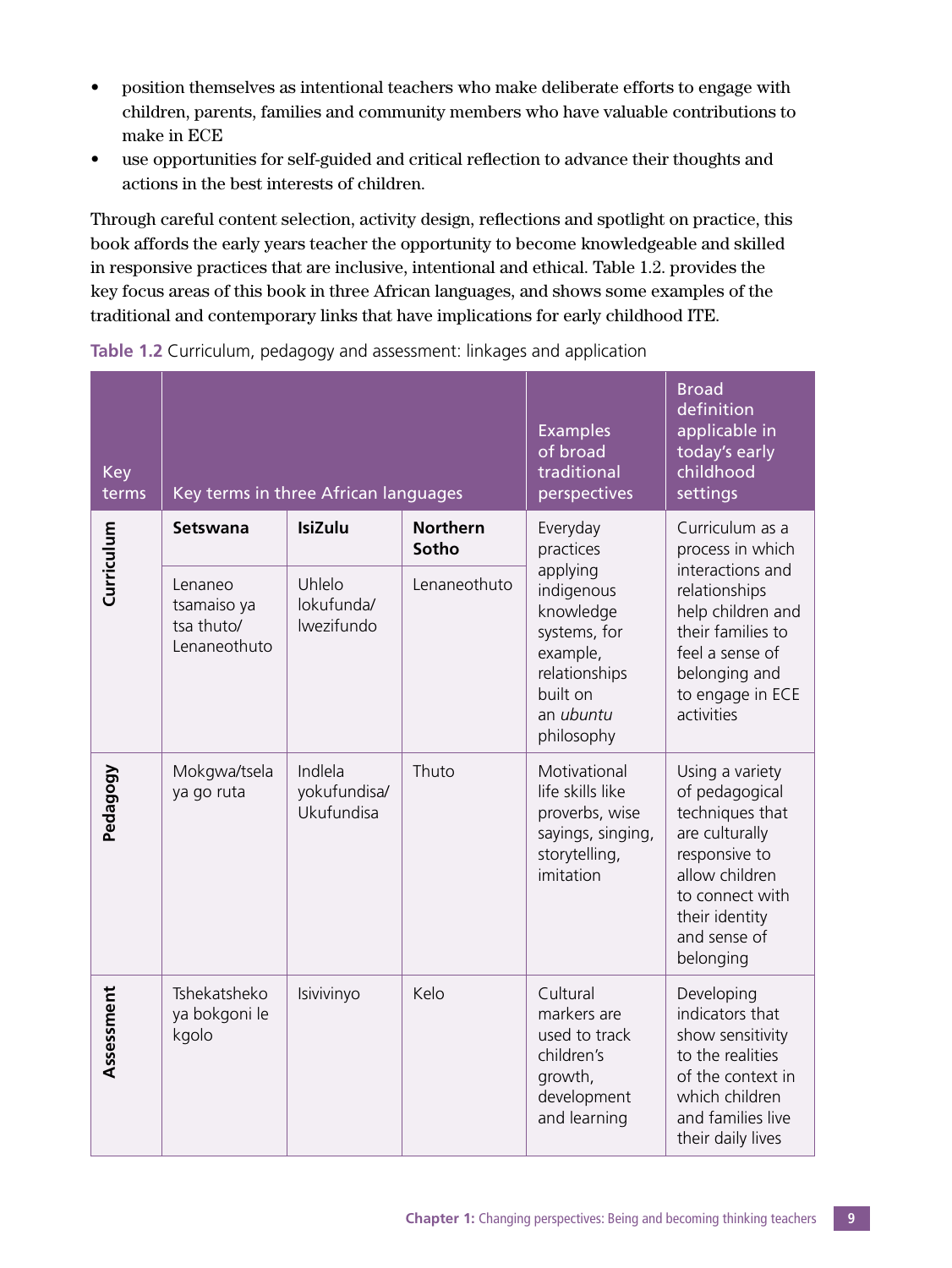- position themselves as intentional teachers who make deliberate efforts to engage with children, parents, families and community members who have valuable contributions to make in ECE
- use opportunities for self-guided and critical reflection to advance their thoughts and actions in the best interests of children.

Through careful content selection, activity design, reflections and spotlight on practice, this book affords the early years teacher the opportunity to become knowledgeable and skilled in responsive practices that are inclusive, intentional and ethical. Table 1.2. provides the key focus areas of this book in three African languages, and shows some examples of the traditional and contemporary links that have implications for early childhood ITE.

**Table 1.2** Curriculum, pedagogy and assessment: linkages and application

| Key terms | Key terms in three African languages | | | Examples of broad traditional perspectives | Broad definition applicable in today's early childhood settings |
|---|---|---|---|---|---|
| | **Setswana** | **IsiZulu** | **Northern Sotho** | | |
| **Curriculum** | Lenaneo tsamaiso ya tsa thuto/ Lenaneothuto | Uhlelo lokufunda/ lwezifundo | Lenaneothuto | Everyday practices applying indigenous knowledge systems, for example, relationships built on an *ubuntu* philosophy | Curriculum as a process in which interactions and relationships help children and their families to feel a sense of belonging and to engage in ECE activities |
| **Pedagogy** | Mokgwa/tsela ya go ruta | Indlela yokufundisa/ Ukufundisa | Thuto | Motivational life skills like proverbs, wise sayings, singing, storytelling, imitation | Using a variety of pedagogical techniques that are culturally responsive to allow children to connect with their identity and sense of belonging |
| **Assessment** | Tshekatsheko ya bokgoni le kgolo | Isivivinyo | Kelo | Cultural markers are used to track children's growth, development and learning | Developing indicators that show sensitivity to the realities of the context in which children and families live their daily lives |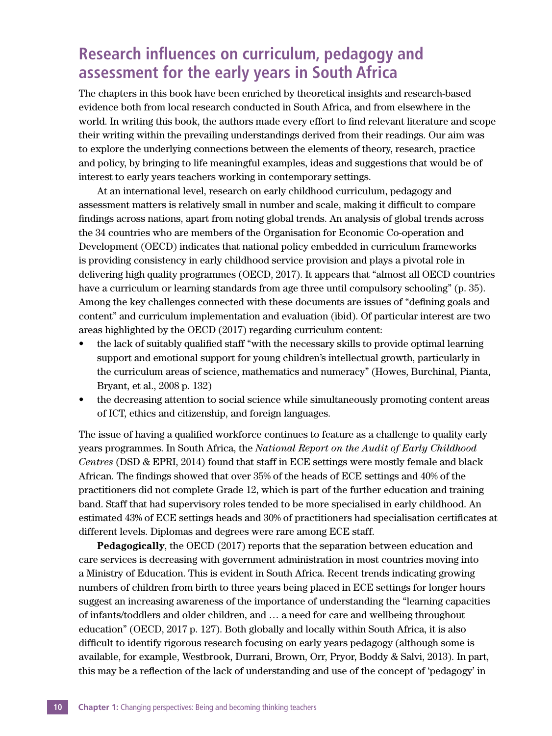## Research influences on curriculum, pedagogy and assessment for the early years in South Africa

The chapters in this book have been enriched by theoretical insights and research-based evidence both from local research conducted in South Africa, and from elsewhere in the world. In writing this book, the authors made every effort to find relevant literature and scope their writing within the prevailing understandings derived from their readings. Our aim was to explore the underlying connections between the elements of theory, research, practice and policy, by bringing to life meaningful examples, ideas and suggestions that would be of interest to early years teachers working in contemporary settings.

At an international level, research on early childhood curriculum, pedagogy and assessment matters is relatively small in number and scale, making it difficult to compare findings across nations, apart from noting global trends. An analysis of global trends across the 34 countries who are members of the Organisation for Economic Co-operation and Development (OECD) indicates that national policy embedded in curriculum frameworks is providing consistency in early childhood service provision and plays a pivotal role in delivering high quality programmes (OECD, 2017). It appears that "almost all OECD countries have a curriculum or learning standards from age three until compulsory schooling" (p. 35). Among the key challenges connected with these documents are issues of "defining goals and content" and curriculum implementation and evaluation (ibid). Of particular interest are two areas highlighted by the OECD (2017) regarding curriculum content:

- the lack of suitably qualified staff "with the necessary skills to provide optimal learning support and emotional support for young children's intellectual growth, particularly in the curriculum areas of science, mathematics and numeracy" (Howes, Burchinal, Pianta, Bryant, et al., 2008 p. 132)
- the decreasing attention to social science while simultaneously promoting content areas of ICT, ethics and citizenship, and foreign languages.

The issue of having a qualified workforce continues to feature as a challenge to quality early years programmes. In South Africa, the *National Report on the Audit of Early Childhood Centres* (DSD & EPRI, 2014) found that staff in ECE settings were mostly female and black African. The findings showed that over 35% of the heads of ECE settings and 40% of the practitioners did not complete Grade 12, which is part of the further education and training band. Staff that had supervisory roles tended to be more specialised in early childhood. An estimated 43% of ECE settings heads and 30% of practitioners had specialisation certificates at different levels. Diplomas and degrees were rare among ECE staff.

**Pedagogically**, the OECD (2017) reports that the separation between education and care services is decreasing with government administration in most countries moving into a Ministry of Education. This is evident in South Africa. Recent trends indicating growing numbers of children from birth to three years being placed in ECE settings for longer hours suggest an increasing awareness of the importance of understanding the "learning capacities of infants/toddlers and older children, and … a need for care and wellbeing throughout education" (OECD, 2017 p. 127). Both globally and locally within South Africa, it is also difficult to identify rigorous research focusing on early years pedagogy (although some is available, for example, Westbrook, Durrani, Brown, Orr, Pryor, Boddy & Salvi, 2013). In part, this may be a reflection of the lack of understanding and use of the concept of 'pedagogy' in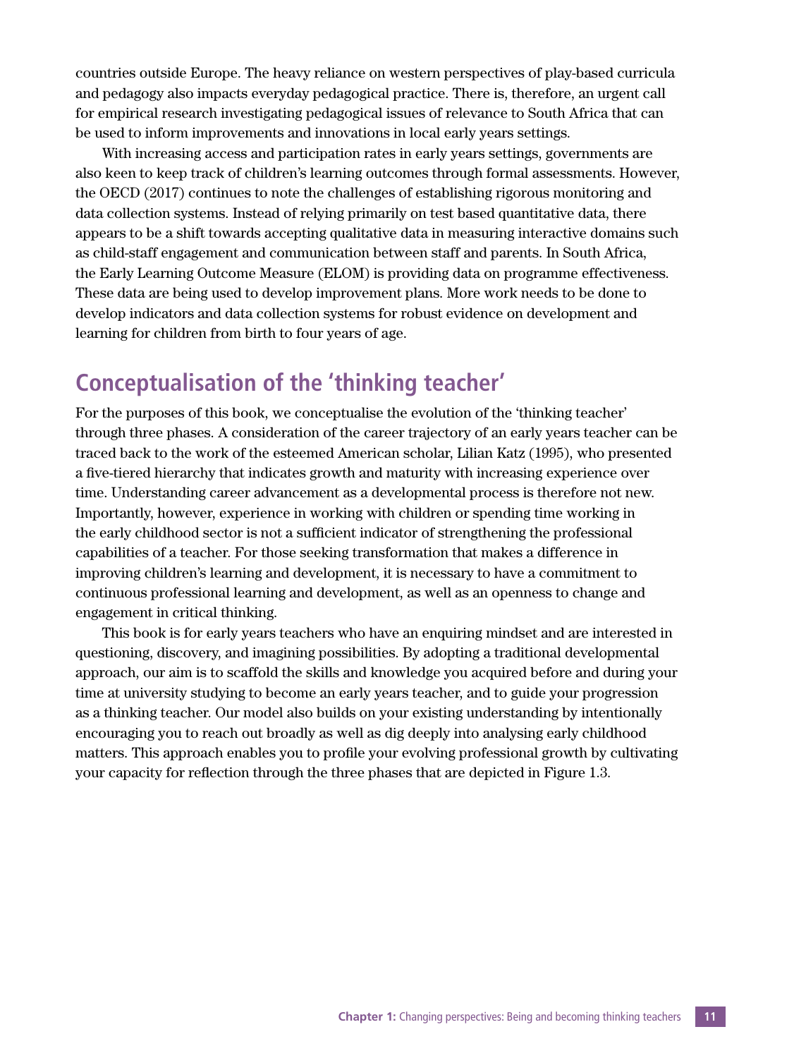countries outside Europe. The heavy reliance on western perspectives of play-based curricula and pedagogy also impacts everyday pedagogical practice. There is, therefore, an urgent call for empirical research investigating pedagogical issues of relevance to South Africa that can be used to inform improvements and innovations in local early years settings.

With increasing access and participation rates in early years settings, governments are also keen to keep track of children's learning outcomes through formal assessments. However, the OECD (2017) continues to note the challenges of establishing rigorous monitoring and data collection systems. Instead of relying primarily on test based quantitative data, there appears to be a shift towards accepting qualitative data in measuring interactive domains such as child-staff engagement and communication between staff and parents. In South Africa, the Early Learning Outcome Measure (ELOM) is providing data on programme effectiveness. These data are being used to develop improvement plans. More work needs to be done to develop indicators and data collection systems for robust evidence on development and learning for children from birth to four years of age.

## Conceptualisation of the 'thinking teacher'

For the purposes of this book, we conceptualise the evolution of the 'thinking teacher' through three phases. A consideration of the career trajectory of an early years teacher can be traced back to the work of the esteemed American scholar, Lilian Katz (1995), who presented a five-tiered hierarchy that indicates growth and maturity with increasing experience over time. Understanding career advancement as a developmental process is therefore not new. Importantly, however, experience in working with children or spending time working in the early childhood sector is not a sufficient indicator of strengthening the professional capabilities of a teacher. For those seeking transformation that makes a difference in improving children's learning and development, it is necessary to have a commitment to continuous professional learning and development, as well as an openness to change and engagement in critical thinking.

This book is for early years teachers who have an enquiring mindset and are interested in questioning, discovery, and imagining possibilities. By adopting a traditional developmental approach, our aim is to scaffold the skills and knowledge you acquired before and during your time at university studying to become an early years teacher, and to guide your progression as a thinking teacher. Our model also builds on your existing understanding by intentionally encouraging you to reach out broadly as well as dig deeply into analysing early childhood matters. This approach enables you to profile your evolving professional growth by cultivating your capacity for reflection through the three phases that are depicted in Figure 1.3.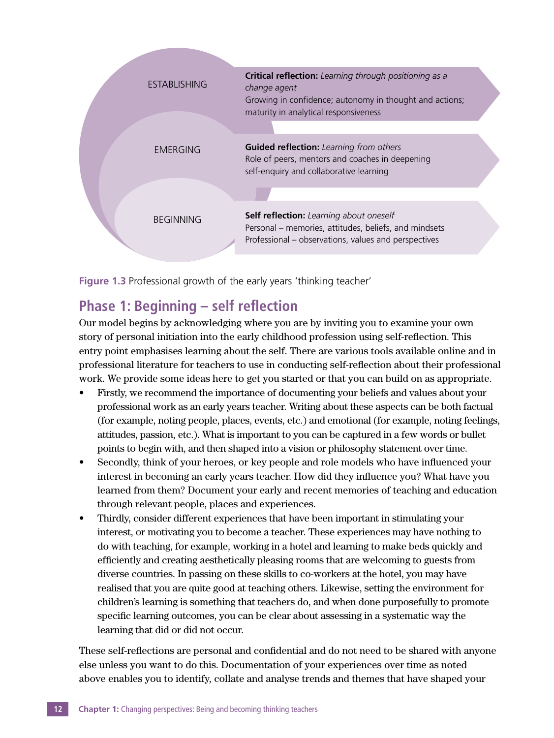ESTABLISHING

**Critical reflection:** *Learning through positioning as a change agent*
Growing in confidence; autonomy in thought and actions; maturity in analytical responsiveness

EMERGING

**Guided reflection:** *Learning from others*
Role of peers, mentors and coaches in deepening self-enquiry and collaborative learning

BEGINNING

**Self reflection:** *Learning about oneself*
Personal – memories, attitudes, beliefs, and mindsets
Professional – observations, values and perspectives

**Figure 1.3** Professional growth of the early years 'thinking teacher'

## Phase 1: Beginning – self reflection

Our model begins by acknowledging where you are by inviting you to examine your own story of personal initiation into the early childhood profession using self-reflection. This entry point emphasises learning about the self. There are various tools available online and in professional literature for teachers to use in conducting self-reflection about their professional work. We provide some ideas here to get you started or that you can build on as appropriate.

- Firstly, we recommend the importance of documenting your beliefs and values about your professional work as an early years teacher. Writing about these aspects can be both factual (for example, noting people, places, events, etc.) and emotional (for example, noting feelings, attitudes, passion, etc.). What is important to you can be captured in a few words or bullet points to begin with, and then shaped into a vision or philosophy statement over time.
- Secondly, think of your heroes, or key people and role models who have influenced your interest in becoming an early years teacher. How did they influence you? What have you learned from them? Document your early and recent memories of teaching and education through relevant people, places and experiences.
- Thirdly, consider different experiences that have been important in stimulating your interest, or motivating you to become a teacher. These experiences may have nothing to do with teaching, for example, working in a hotel and learning to make beds quickly and efficiently and creating aesthetically pleasing rooms that are welcoming to guests from diverse countries. In passing on these skills to co-workers at the hotel, you may have realised that you are quite good at teaching others. Likewise, setting the environment for children's learning is something that teachers do, and when done purposefully to promote specific learning outcomes, you can be clear about assessing in a systematic way the learning that did or did not occur.

These self-reflections are personal and confidential and do not need to be shared with anyone else unless you want to do this. Documentation of your experiences over time as noted above enables you to identify, collate and analyse trends and themes that have shaped your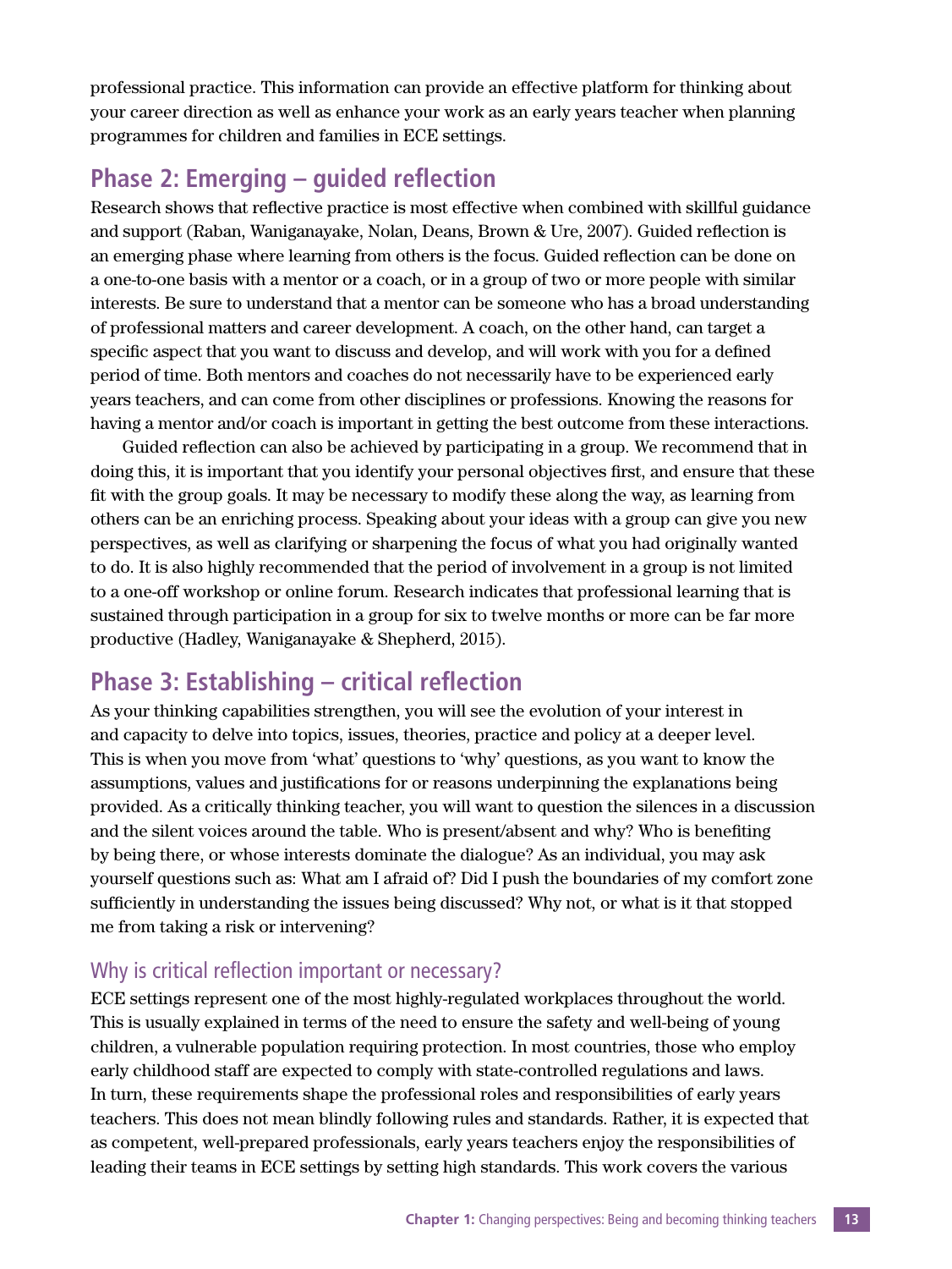professional practice. This information can provide an effective platform for thinking about your career direction as well as enhance your work as an early years teacher when planning programmes for children and families in ECE settings.

## Phase 2: Emerging – guided reflection

Research shows that reflective practice is most effective when combined with skillful guidance and support (Raban, Waniganayake, Nolan, Deans, Brown & Ure, 2007). Guided reflection is an emerging phase where learning from others is the focus. Guided reflection can be done on a one-to-one basis with a mentor or a coach, or in a group of two or more people with similar interests. Be sure to understand that a mentor can be someone who has a broad understanding of professional matters and career development. A coach, on the other hand, can target a specific aspect that you want to discuss and develop, and will work with you for a defined period of time. Both mentors and coaches do not necessarily have to be experienced early years teachers, and can come from other disciplines or professions. Knowing the reasons for having a mentor and/or coach is important in getting the best outcome from these interactions.

Guided reflection can also be achieved by participating in a group. We recommend that in doing this, it is important that you identify your personal objectives first, and ensure that these fit with the group goals. It may be necessary to modify these along the way, as learning from others can be an enriching process. Speaking about your ideas with a group can give you new perspectives, as well as clarifying or sharpening the focus of what you had originally wanted to do. It is also highly recommended that the period of involvement in a group is not limited to a one-off workshop or online forum. Research indicates that professional learning that is sustained through participation in a group for six to twelve months or more can be far more productive (Hadley, Waniganayake & Shepherd, 2015).

## Phase 3: Establishing – critical reflection

As your thinking capabilities strengthen, you will see the evolution of your interest in and capacity to delve into topics, issues, theories, practice and policy at a deeper level. This is when you move from 'what' questions to 'why' questions, as you want to know the assumptions, values and justifications for or reasons underpinning the explanations being provided. As a critically thinking teacher, you will want to question the silences in a discussion and the silent voices around the table. Who is present/absent and why? Who is benefiting by being there, or whose interests dominate the dialogue? As an individual, you may ask yourself questions such as: What am I afraid of? Did I push the boundaries of my comfort zone sufficiently in understanding the issues being discussed? Why not, or what is it that stopped me from taking a risk or intervening?

### Why is critical reflection important or necessary?

ECE settings represent one of the most highly-regulated workplaces throughout the world. This is usually explained in terms of the need to ensure the safety and well-being of young children, a vulnerable population requiring protection. In most countries, those who employ early childhood staff are expected to comply with state-controlled regulations and laws. In turn, these requirements shape the professional roles and responsibilities of early years teachers. This does not mean blindly following rules and standards. Rather, it is expected that as competent, well-prepared professionals, early years teachers enjoy the responsibilities of leading their teams in ECE settings by setting high standards. This work covers the various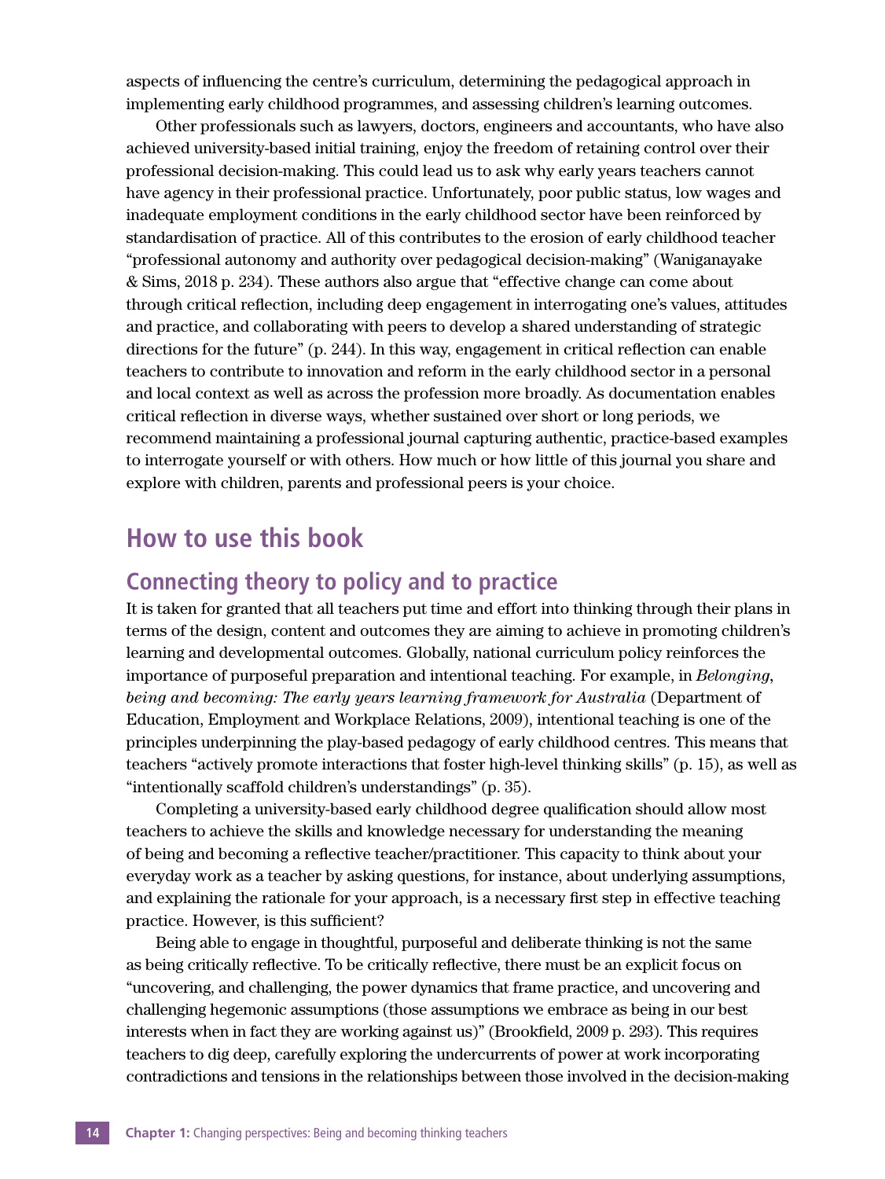aspects of influencing the centre's curriculum, determining the pedagogical approach in implementing early childhood programmes, and assessing children's learning outcomes.

Other professionals such as lawyers, doctors, engineers and accountants, who have also achieved university-based initial training, enjoy the freedom of retaining control over their professional decision-making. This could lead us to ask why early years teachers cannot have agency in their professional practice. Unfortunately, poor public status, low wages and inadequate employment conditions in the early childhood sector have been reinforced by standardisation of practice. All of this contributes to the erosion of early childhood teacher "professional autonomy and authority over pedagogical decision-making" (Waniganayake & Sims, 2018 p. 234). These authors also argue that "effective change can come about through critical reflection, including deep engagement in interrogating one's values, attitudes and practice, and collaborating with peers to develop a shared understanding of strategic directions for the future" (p. 244). In this way, engagement in critical reflection can enable teachers to contribute to innovation and reform in the early childhood sector in a personal and local context as well as across the profession more broadly. As documentation enables critical reflection in diverse ways, whether sustained over short or long periods, we recommend maintaining a professional journal capturing authentic, practice-based examples to interrogate yourself or with others. How much or how little of this journal you share and explore with children, parents and professional peers is your choice.

## How to use this book

### Connecting theory to policy and to practice

It is taken for granted that all teachers put time and effort into thinking through their plans in terms of the design, content and outcomes they are aiming to achieve in promoting children's learning and developmental outcomes. Globally, national curriculum policy reinforces the importance of purposeful preparation and intentional teaching. For example, in *Belonging, being and becoming: The early years learning framework for Australia* (Department of Education, Employment and Workplace Relations, 2009), intentional teaching is one of the principles underpinning the play-based pedagogy of early childhood centres. This means that teachers "actively promote interactions that foster high-level thinking skills" (p. 15), as well as "intentionally scaffold children's understandings" (p. 35).

Completing a university-based early childhood degree qualification should allow most teachers to achieve the skills and knowledge necessary for understanding the meaning of being and becoming a reflective teacher/practitioner. This capacity to think about your everyday work as a teacher by asking questions, for instance, about underlying assumptions, and explaining the rationale for your approach, is a necessary first step in effective teaching practice. However, is this sufficient?

Being able to engage in thoughtful, purposeful and deliberate thinking is not the same as being critically reflective. To be critically reflective, there must be an explicit focus on "uncovering, and challenging, the power dynamics that frame practice, and uncovering and challenging hegemonic assumptions (those assumptions we embrace as being in our best interests when in fact they are working against us)" (Brookfield, 2009 p. 293). This requires teachers to dig deep, carefully exploring the undercurrents of power at work incorporating contradictions and tensions in the relationships between those involved in the decision-making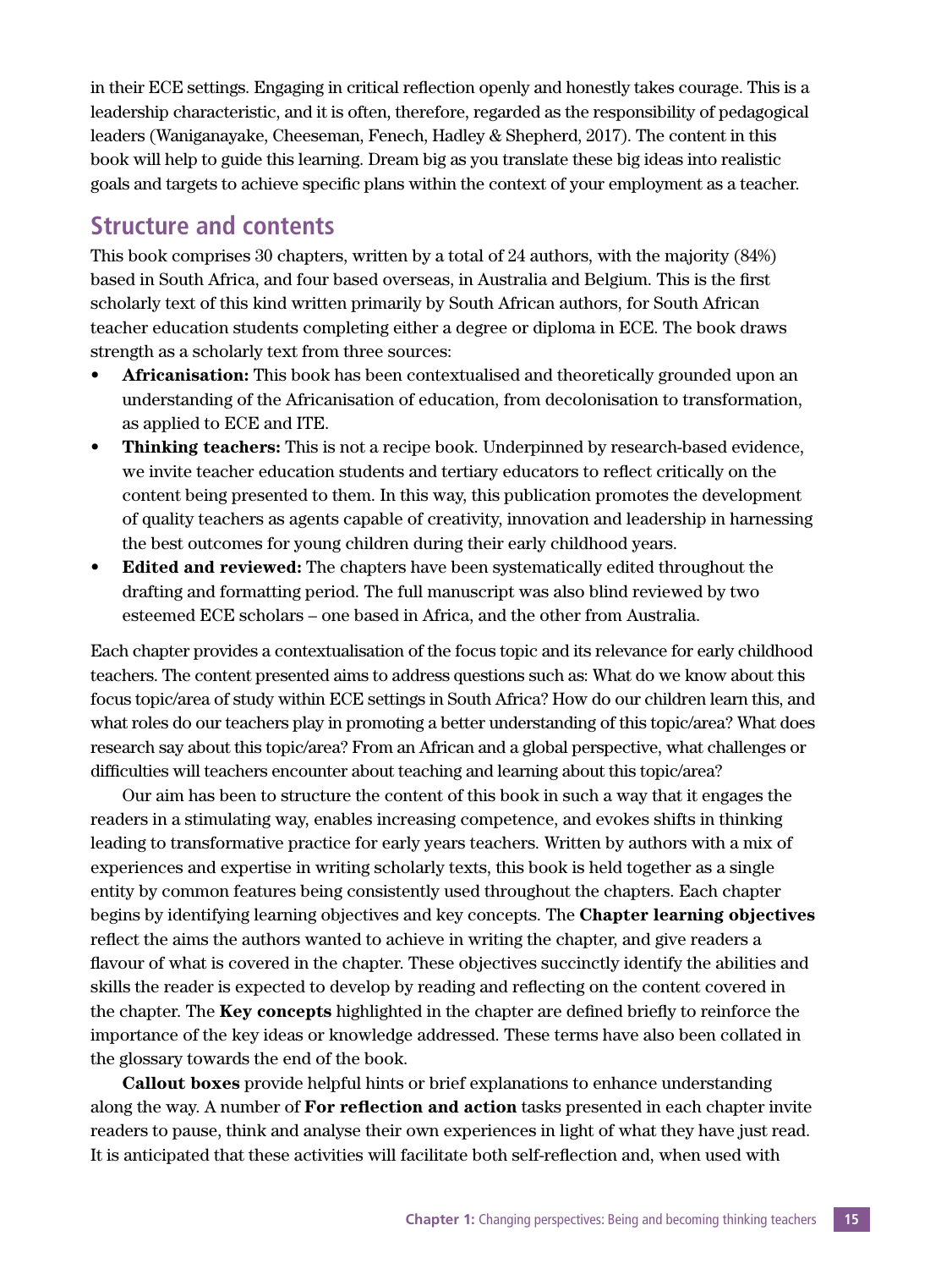in their ECE settings. Engaging in critical reflection openly and honestly takes courage. This is a leadership characteristic, and it is often, therefore, regarded as the responsibility of pedagogical leaders (Waniganayake, Cheeseman, Fenech, Hadley & Shepherd, 2017). The content in this book will help to guide this learning. Dream big as you translate these big ideas into realistic goals and targets to achieve specific plans within the context of your employment as a teacher.

## Structure and contents

This book comprises 30 chapters, written by a total of 24 authors, with the majority (84%) based in South Africa, and four based overseas, in Australia and Belgium. This is the first scholarly text of this kind written primarily by South African authors, for South African teacher education students completing either a degree or diploma in ECE. The book draws strength as a scholarly text from three sources:

- **Africanisation:** This book has been contextualised and theoretically grounded upon an understanding of the Africanisation of education, from decolonisation to transformation, as applied to ECE and ITE.
- **Thinking teachers:** This is not a recipe book. Underpinned by research-based evidence, we invite teacher education students and tertiary educators to reflect critically on the content being presented to them. In this way, this publication promotes the development of quality teachers as agents capable of creativity, innovation and leadership in harnessing the best outcomes for young children during their early childhood years.
- **Edited and reviewed:** The chapters have been systematically edited throughout the drafting and formatting period. The full manuscript was also blind reviewed by two esteemed ECE scholars – one based in Africa, and the other from Australia.

Each chapter provides a contextualisation of the focus topic and its relevance for early childhood teachers. The content presented aims to address questions such as: What do we know about this focus topic/area of study within ECE settings in South Africa? How do our children learn this, and what roles do our teachers play in promoting a better understanding of this topic/area? What does research say about this topic/area? From an African and a global perspective, what challenges or difficulties will teachers encounter about teaching and learning about this topic/area?

Our aim has been to structure the content of this book in such a way that it engages the readers in a stimulating way, enables increasing competence, and evokes shifts in thinking leading to transformative practice for early years teachers. Written by authors with a mix of experiences and expertise in writing scholarly texts, this book is held together as a single entity by common features being consistently used throughout the chapters. Each chapter begins by identifying learning objectives and key concepts. The **Chapter learning objectives** reflect the aims the authors wanted to achieve in writing the chapter, and give readers a flavour of what is covered in the chapter. These objectives succinctly identify the abilities and skills the reader is expected to develop by reading and reflecting on the content covered in the chapter. The **Key concepts** highlighted in the chapter are defined briefly to reinforce the importance of the key ideas or knowledge addressed. These terms have also been collated in the glossary towards the end of the book.

**Callout boxes** provide helpful hints or brief explanations to enhance understanding along the way. A number of **For reflection and action** tasks presented in each chapter invite readers to pause, think and analyse their own experiences in light of what they have just read. It is anticipated that these activities will facilitate both self-reflection and, when used with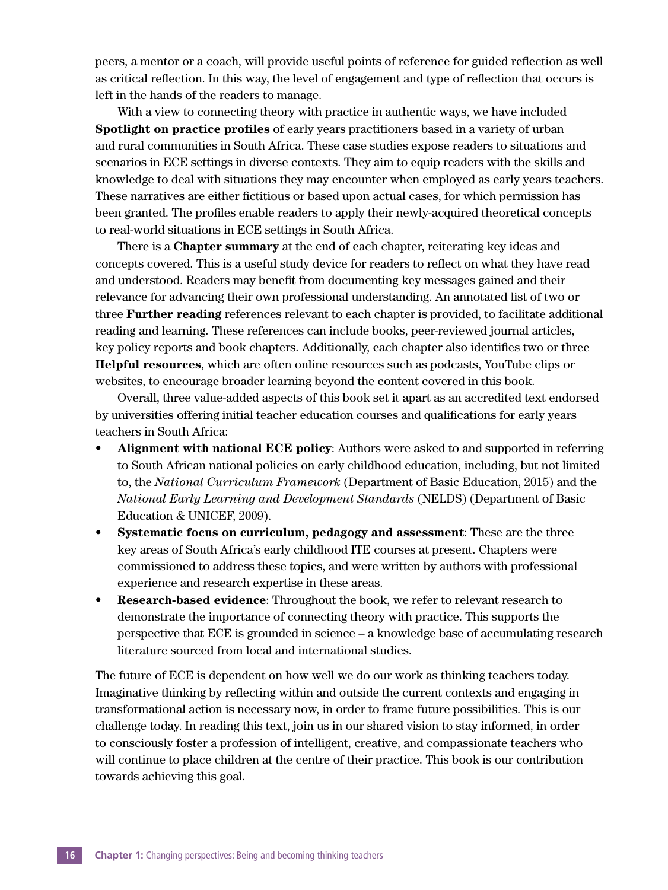peers, a mentor or a coach, will provide useful points of reference for guided reflection as well as critical reflection. In this way, the level of engagement and type of reflection that occurs is left in the hands of the readers to manage.

With a view to connecting theory with practice in authentic ways, we have included **Spotlight on practice profiles** of early years practitioners based in a variety of urban and rural communities in South Africa. These case studies expose readers to situations and scenarios in ECE settings in diverse contexts. They aim to equip readers with the skills and knowledge to deal with situations they may encounter when employed as early years teachers. These narratives are either fictitious or based upon actual cases, for which permission has been granted. The profiles enable readers to apply their newly-acquired theoretical concepts to real-world situations in ECE settings in South Africa.

There is a **Chapter summary** at the end of each chapter, reiterating key ideas and concepts covered. This is a useful study device for readers to reflect on what they have read and understood. Readers may benefit from documenting key messages gained and their relevance for advancing their own professional understanding. An annotated list of two or three **Further reading** references relevant to each chapter is provided, to facilitate additional reading and learning. These references can include books, peer-reviewed journal articles, key policy reports and book chapters. Additionally, each chapter also identifies two or three **Helpful resources**, which are often online resources such as podcasts, YouTube clips or websites, to encourage broader learning beyond the content covered in this book.

Overall, three value-added aspects of this book set it apart as an accredited text endorsed by universities offering initial teacher education courses and qualifications for early years teachers in South Africa:

- **Alignment with national ECE policy**: Authors were asked to and supported in referring to South African national policies on early childhood education, including, but not limited to, the *National Curriculum Framework* (Department of Basic Education, 2015) and the *National Early Learning and Development Standards* (NELDS) (Department of Basic Education & UNICEF, 2009).
- **Systematic focus on curriculum, pedagogy and assessment**: These are the three key areas of South Africa's early childhood ITE courses at present. Chapters were commissioned to address these topics, and were written by authors with professional experience and research expertise in these areas.
- **Research-based evidence**: Throughout the book, we refer to relevant research to demonstrate the importance of connecting theory with practice. This supports the perspective that ECE is grounded in science – a knowledge base of accumulating research literature sourced from local and international studies.

The future of ECE is dependent on how well we do our work as thinking teachers today. Imaginative thinking by reflecting within and outside the current contexts and engaging in transformational action is necessary now, in order to frame future possibilities. This is our challenge today. In reading this text, join us in our shared vision to stay informed, in order to consciously foster a profession of intelligent, creative, and compassionate teachers who will continue to place children at the centre of their practice. This book is our contribution towards achieving this goal.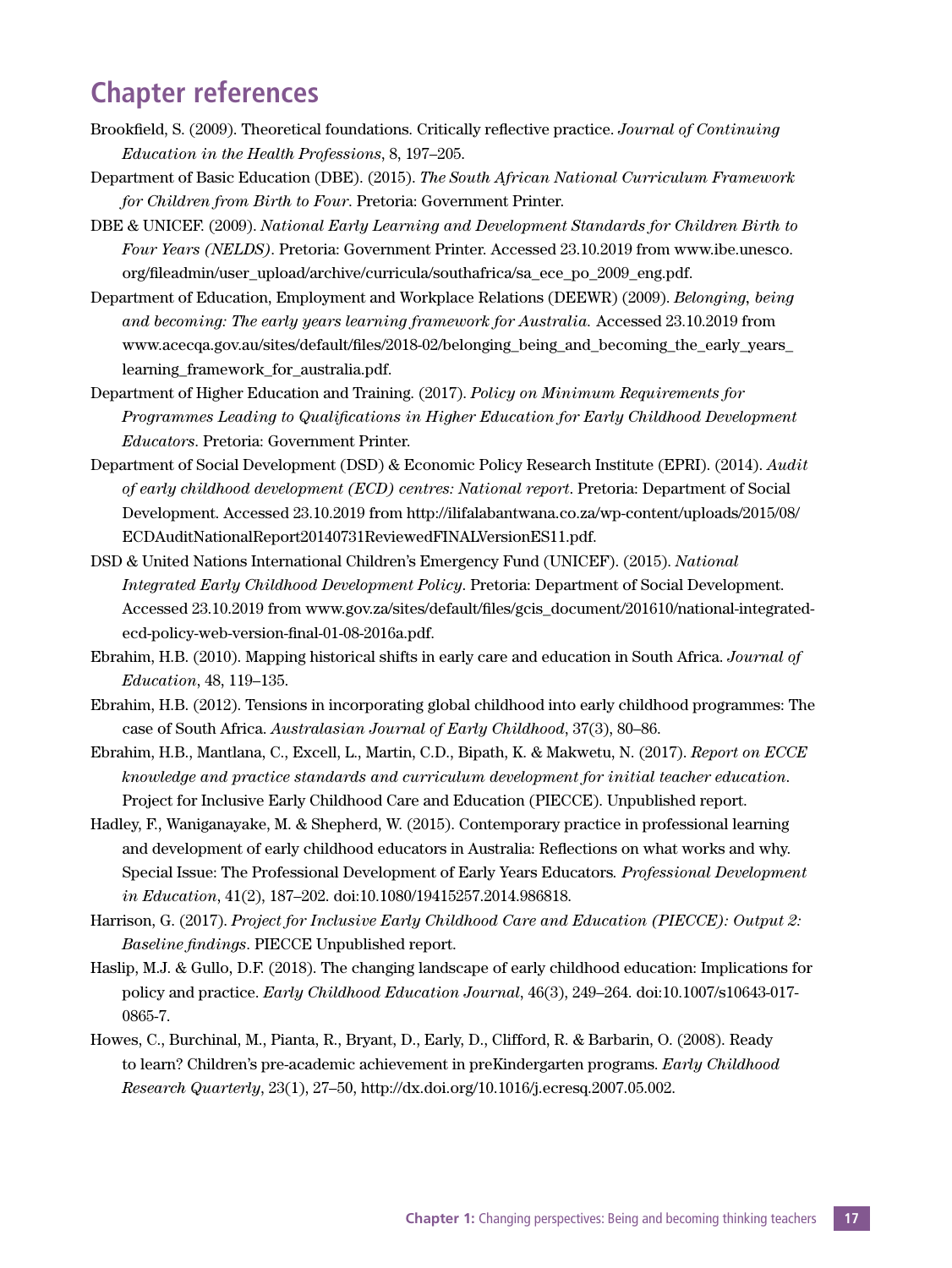## Chapter references

Brookfield, S. (2009). Theoretical foundations. Critically reflective practice. *Journal of Continuing Education in the Health Professions*, 8, 197–205.

Department of Basic Education (DBE). (2015). *The South African National Curriculum Framework for Children from Birth to Four*. Pretoria: Government Printer.

DBE & UNICEF. (2009). *National Early Learning and Development Standards for Children Birth to Four Years (NELDS)*. Pretoria: Government Printer. Accessed 23.10.2019 from www.ibe.unesco.org/fileadmin/user_upload/archive/curricula/southafrica/sa_ece_po_2009_eng.pdf.

Department of Education, Employment and Workplace Relations (DEEWR) (2009). *Belonging, being and becoming: The early years learning framework for Australia.* Accessed 23.10.2019 from www.acecqa.gov.au/sites/default/files/2018-02/belonging_being_and_becoming_the_early_years_learning_framework_for_australia.pdf.

Department of Higher Education and Training. (2017). *Policy on Minimum Requirements for Programmes Leading to Qualifications in Higher Education for Early Childhood Development Educators*. Pretoria: Government Printer.

Department of Social Development (DSD) & Economic Policy Research Institute (EPRI). (2014). *Audit of early childhood development (ECD) centres: National report*. Pretoria: Department of Social Development. Accessed 23.10.2019 from http://ilifalabantwana.co.za/wp-content/uploads/2015/08/ECDAuditNationalReport20140731ReviewedFINALVersionES11.pdf.

DSD & United Nations International Children's Emergency Fund (UNICEF). (2015). *National Integrated Early Childhood Development Policy*. Pretoria: Department of Social Development. Accessed 23.10.2019 from www.gov.za/sites/default/files/gcis_document/201610/national-integrated-ecd-policy-web-version-final-01-08-2016a.pdf.

Ebrahim, H.B. (2010). Mapping historical shifts in early care and education in South Africa. *Journal of Education*, 48, 119–135.

Ebrahim, H.B. (2012). Tensions in incorporating global childhood into early childhood programmes: The case of South Africa. *Australasian Journal of Early Childhood*, 37(3), 80–86.

Ebrahim, H.B., Mantlana, C., Excell, L., Martin, C.D., Bipath, K. & Makwetu, N. (2017). *Report on ECCE knowledge and practice standards and curriculum development for initial teacher education*. Project for Inclusive Early Childhood Care and Education (PIECCE). Unpublished report.

Hadley, F., Waniganayake, M. & Shepherd, W. (2015). Contemporary practice in professional learning and development of early childhood educators in Australia: Reflections on what works and why. Special Issue: The Professional Development of Early Years Educators. *Professional Development in Education*, 41(2), 187–202. doi:10.1080/19415257.2014.986818.

Harrison, G. (2017). *Project for Inclusive Early Childhood Care and Education (PIECCE): Output 2: Baseline findings*. PIECCE Unpublished report.

Haslip, M.J. & Gullo, D.F. (2018). The changing landscape of early childhood education: Implications for policy and practice. *Early Childhood Education Journal*, 46(3), 249–264. doi:10.1007/s10643-017-0865-7.

Howes, C., Burchinal, M., Pianta, R., Bryant, D., Early, D., Clifford, R. & Barbarin, O. (2008). Ready to learn? Children's pre-academic achievement in preKindergarten programs. *Early Childhood Research Quarterly*, 23(1), 27–50, http://dx.doi.org/10.1016/j.ecresq.2007.05.002.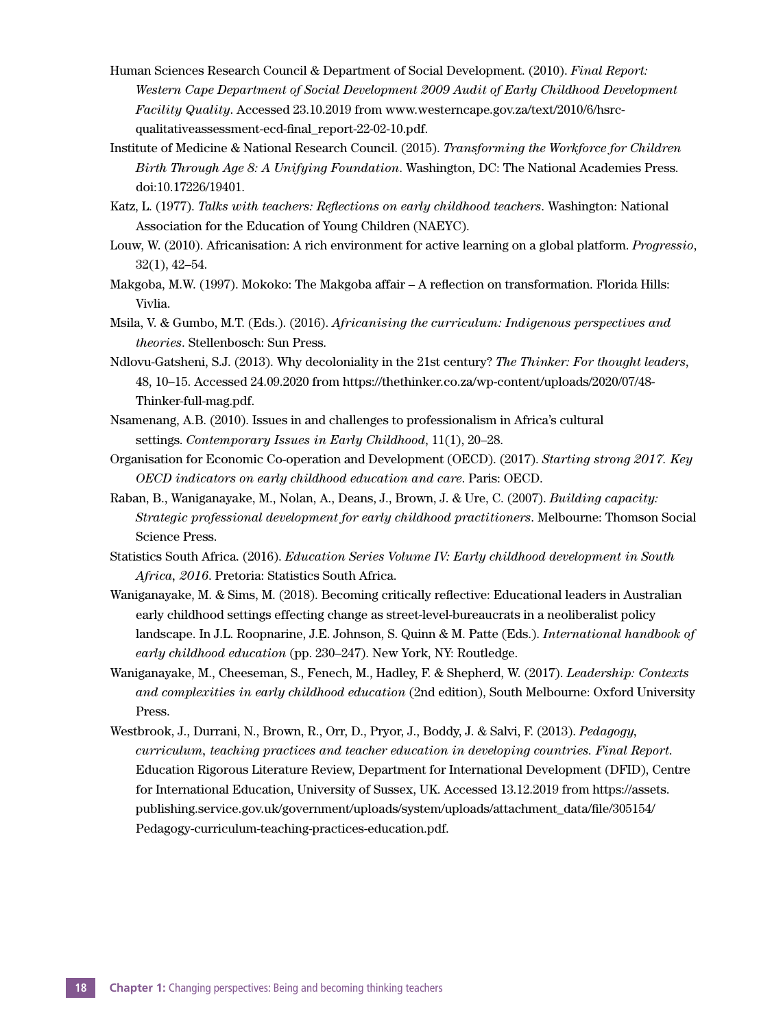Human Sciences Research Council & Department of Social Development. (2010). *Final Report: Western Cape Department of Social Development 2009 Audit of Early Childhood Development Facility Quality*. Accessed 23.10.2019 from www.westerncape.gov.za/text/2010/6/hsrc-qualitativeassessment-ecd-final_report-22-02-10.pdf.

Institute of Medicine & National Research Council. (2015). *Transforming the Workforce for Children Birth Through Age 8: A Unifying Foundation*. Washington, DC: The National Academies Press. doi:10.17226/19401.

Katz, L. (1977). *Talks with teachers: Reflections on early childhood teachers*. Washington: National Association for the Education of Young Children (NAEYC).

Louw, W. (2010). Africanisation: A rich environment for active learning on a global platform. *Progressio*, 32(1), 42–54.

Makgoba, M.W. (1997). Mokoko: The Makgoba affair – A reflection on transformation. Florida Hills: Vivlia.

Msila, V. & Gumbo, M.T. (Eds.). (2016). *Africanising the curriculum: Indigenous perspectives and theories*. Stellenbosch: Sun Press.

Ndlovu-Gatsheni, S.J. (2013). Why decoloniality in the 21st century? *The Thinker: For thought leaders*, 48, 10–15. Accessed 24.09.2020 from https://thethinker.co.za/wp-content/uploads/2020/07/48-Thinker-full-mag.pdf.

Nsamenang, A.B. (2010). Issues in and challenges to professionalism in Africa's cultural settings. *Contemporary Issues in Early Childhood*, 11(1), 20–28.

Organisation for Economic Co-operation and Development (OECD). (2017). *Starting strong 2017. Key OECD indicators on early childhood education and care*. Paris: OECD.

Raban, B., Waniganayake, M., Nolan, A., Deans, J., Brown, J. & Ure, C. (2007). *Building capacity: Strategic professional development for early childhood practitioners*. Melbourne: Thomson Social Science Press.

Statistics South Africa. (2016). *Education Series Volume IV: Early childhood development in South Africa, 2016*. Pretoria: Statistics South Africa.

Waniganayake, M. & Sims, M. (2018). Becoming critically reflective: Educational leaders in Australian early childhood settings effecting change as street-level-bureaucrats in a neoliberalist policy landscape. In J.L. Roopnarine, J.E. Johnson, S. Quinn & M. Patte (Eds.). *International handbook of early childhood education* (pp. 230–247). New York, NY: Routledge.

Waniganayake, M., Cheeseman, S., Fenech, M., Hadley, F. & Shepherd, W. (2017). *Leadership: Contexts and complexities in early childhood education* (2nd edition), South Melbourne: Oxford University Press.

Westbrook, J., Durrani, N., Brown, R., Orr, D., Pryor, J., Boddy, J. & Salvi, F. (2013). *Pedagogy, curriculum, teaching practices and teacher education in developing countries. Final Report.* Education Rigorous Literature Review, Department for International Development (DFID), Centre for International Education, University of Sussex, UK. Accessed 13.12.2019 from https://assets.publishing.service.gov.uk/government/uploads/system/uploads/attachment_data/file/305154/Pedagogy-curriculum-teaching-practices-education.pdf.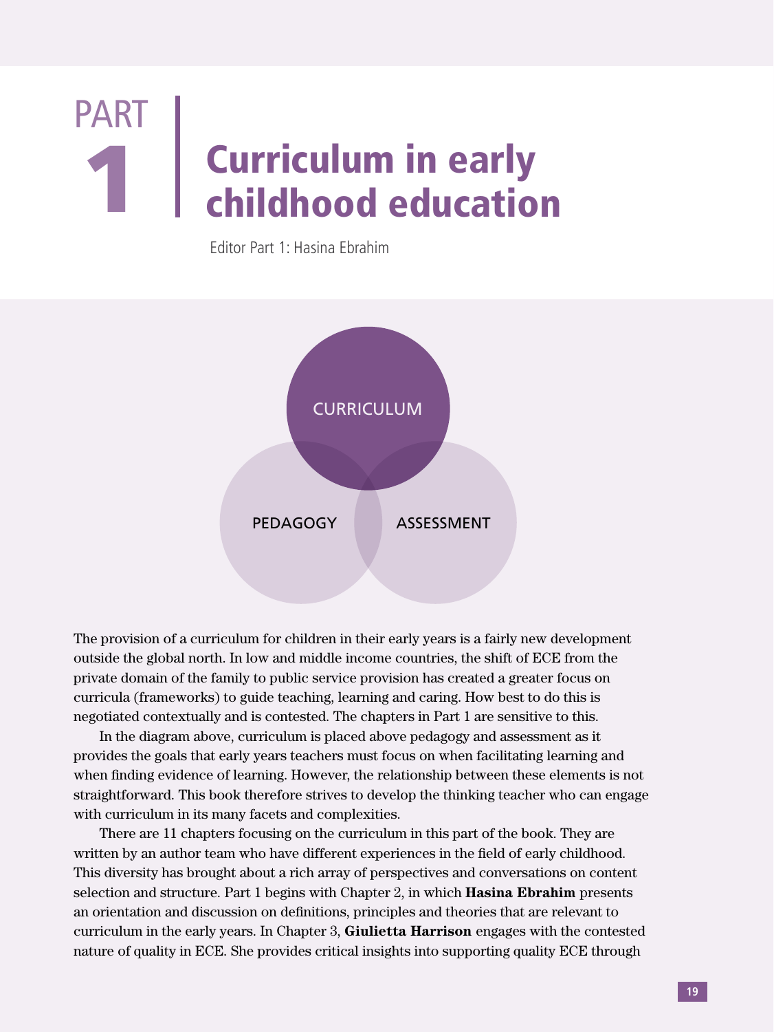# PART 1 | Curriculum in early childhood education

Editor Part 1: Hasina Ebrahim

CURRICULUM

PEDAGOGY

ASSESSMENT

The provision of a curriculum for children in their early years is a fairly new development outside the global north. In low and middle income countries, the shift of ECE from the private domain of the family to public service provision has created a greater focus on curricula (frameworks) to guide teaching, learning and caring. How best to do this is negotiated contextually and is contested. The chapters in Part 1 are sensitive to this.

In the diagram above, curriculum is placed above pedagogy and assessment as it provides the goals that early years teachers must focus on when facilitating learning and when finding evidence of learning. However, the relationship between these elements is not straightforward. This book therefore strives to develop the thinking teacher who can engage with curriculum in its many facets and complexities.

There are 11 chapters focusing on the curriculum in this part of the book. They are written by an author team who have different experiences in the field of early childhood. This diversity has brought about a rich array of perspectives and conversations on content selection and structure. Part 1 begins with Chapter 2, in which **Hasina Ebrahim** presents an orientation and discussion on definitions, principles and theories that are relevant to curriculum in the early years. In Chapter 3, **Giulietta Harrison** engages with the contested nature of quality in ECE. She provides critical insights into supporting quality ECE through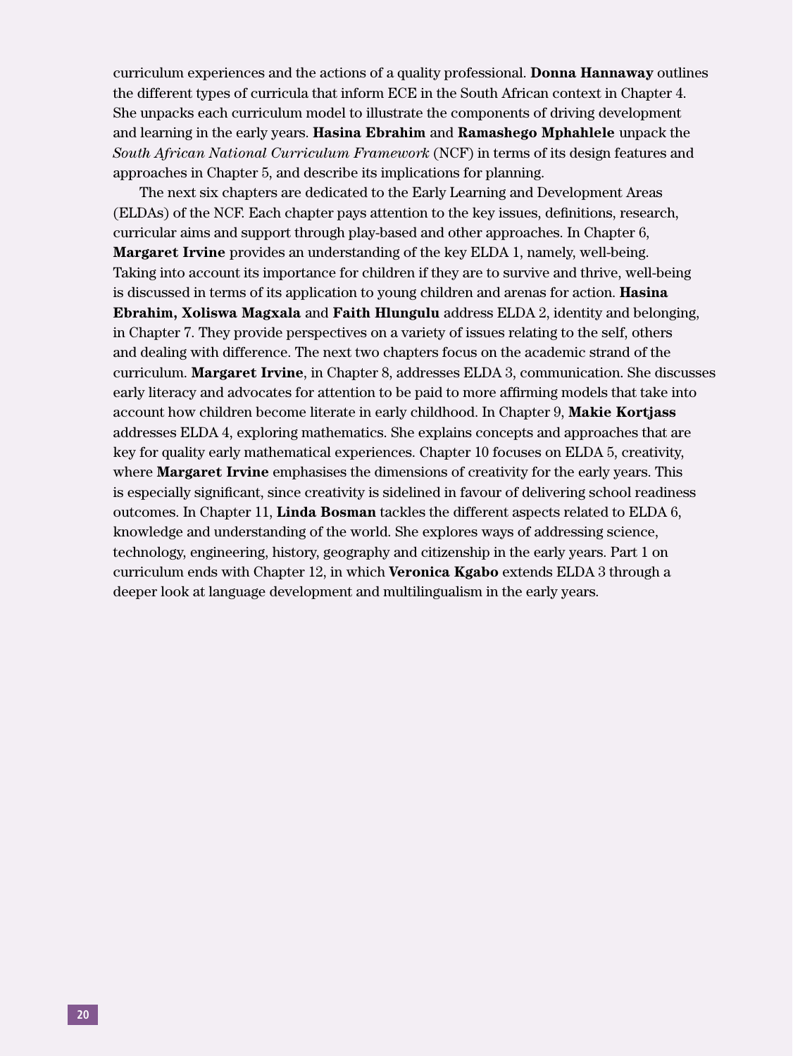curriculum experiences and the actions of a quality professional. **Donna Hannaway** outlines the different types of curricula that inform ECE in the South African context in Chapter 4. She unpacks each curriculum model to illustrate the components of driving development and learning in the early years. **Hasina Ebrahim** and **Ramashego Mphahlele** unpack the *South African National Curriculum Framework* (NCF) in terms of its design features and approaches in Chapter 5, and describe its implications for planning.

The next six chapters are dedicated to the Early Learning and Development Areas (ELDAs) of the NCF. Each chapter pays attention to the key issues, definitions, research, curricular aims and support through play-based and other approaches. In Chapter 6, **Margaret Irvine** provides an understanding of the key ELDA 1, namely, well-being. Taking into account its importance for children if they are to survive and thrive, well-being is discussed in terms of its application to young children and arenas for action. **Hasina Ebrahim, Xoliswa Magxala** and **Faith Hlungulu** address ELDA 2, identity and belonging, in Chapter 7. They provide perspectives on a variety of issues relating to the self, others and dealing with difference. The next two chapters focus on the academic strand of the curriculum. **Margaret Irvine**, in Chapter 8, addresses ELDA 3, communication. She discusses early literacy and advocates for attention to be paid to more affirming models that take into account how children become literate in early childhood. In Chapter 9, **Makie Kortjass** addresses ELDA 4, exploring mathematics. She explains concepts and approaches that are key for quality early mathematical experiences. Chapter 10 focuses on ELDA 5, creativity, where **Margaret Irvine** emphasises the dimensions of creativity for the early years. This is especially significant, since creativity is sidelined in favour of delivering school readiness outcomes. In Chapter 11, **Linda Bosman** tackles the different aspects related to ELDA 6, knowledge and understanding of the world. She explores ways of addressing science, technology, engineering, history, geography and citizenship in the early years. Part 1 on curriculum ends with Chapter 12, in which **Veronica Kgabo** extends ELDA 3 through a deeper look at language development and multilingualism in the early years.